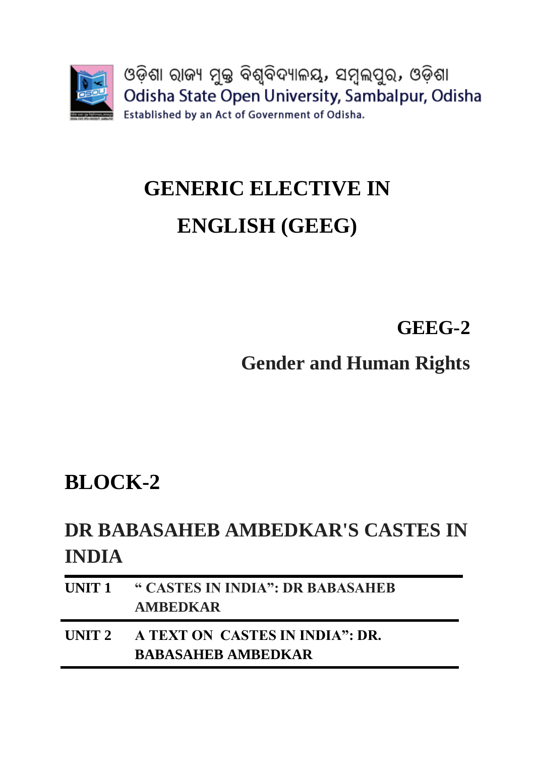ଓଡ଼ିଶା ରାଜ୍ୟ ମୁକ୍ତ ବିଶ୍ୱବିଦ୍ୟାଳୟ, ସମ୍ବଲପୁର, ଓଡ଼ିଶା

Odisha State Open University, Sambalpur, Odisha

Established by an Act of Government of Odisha.

# GENERIC ELECTIVE IN ENGLISH (GEEG)

## GEEG-2

## Gender and Human Rights

# BLOCK-2

## DR BABASAHEB AMBEDKAR'S CASTES IN INDIA

**UNIT 1** “ CASTES IN INDIA”: DR BABASAHEB AMBEDKAR

**UNIT 2** A TEXT ON CASTES IN INDIA”: DR. BABASAHEB AMBEDKAR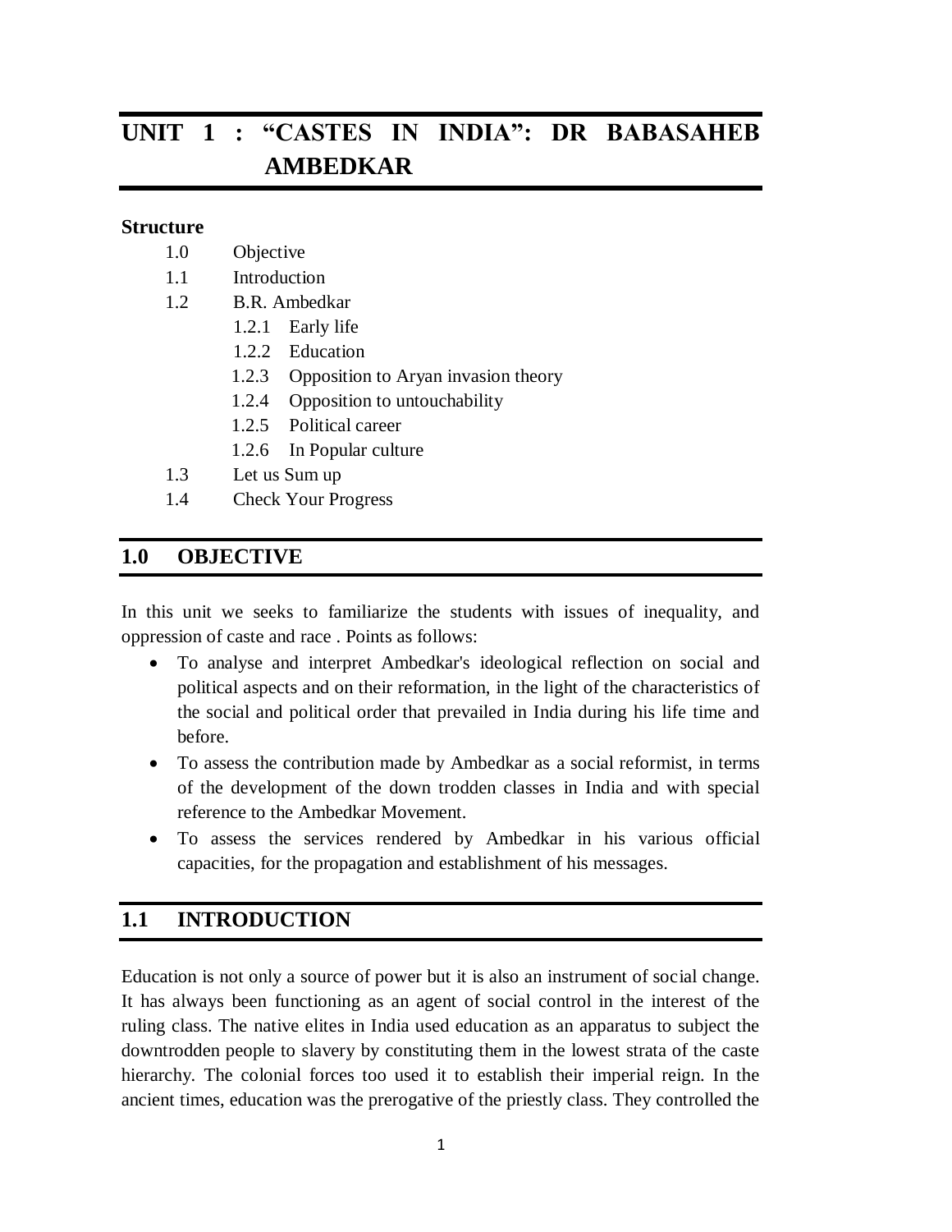# UNIT 1 : "CASTES IN INDIA": DR BABASAHEB AMBEDKAR

**Structure**

- 1.0 Objective
- 1.1 Introduction
- 1.2 B.R. Ambedkar
  - 1.2.1 Early life
  - 1.2.2 Education
  - 1.2.3 Opposition to Aryan invasion theory
  - 1.2.4 Opposition to untouchability
  - 1.2.5 Political career
  - 1.2.6 In Popular culture
- 1.3 Let us Sum up
- 1.4 Check Your Progress

## 1.0 OBJECTIVE

In this unit we seeks to familiarize the students with issues of inequality, and oppression of caste and race . Points as follows:

- To analyse and interpret Ambedkar's ideological reflection on social and political aspects and on their reformation, in the light of the characteristics of the social and political order that prevailed in India during his life time and before.
- To assess the contribution made by Ambedkar as a social reformist, in terms of the development of the down trodden classes in India and with special reference to the Ambedkar Movement.
- To assess the services rendered by Ambedkar in his various official capacities, for the propagation and establishment of his messages.

## 1.1 INTRODUCTION

Education is not only a source of power but it is also an instrument of social change. It has always been functioning as an agent of social control in the interest of the ruling class. The native elites in India used education as an apparatus to subject the downtrodden people to slavery by constituting them in the lowest strata of the caste hierarchy. The colonial forces too used it to establish their imperial reign. In the ancient times, education was the prerogative of the priestly class. They controlled the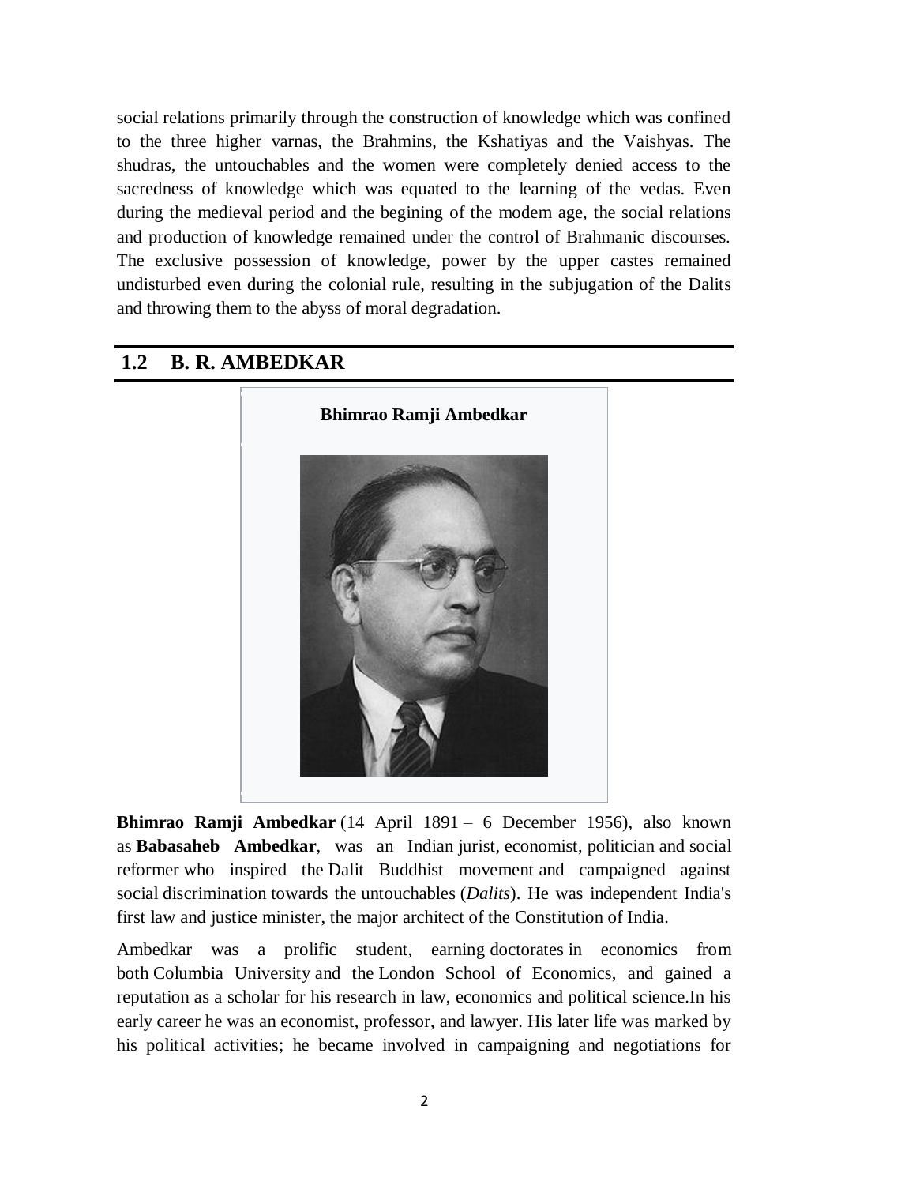social relations primarily through the construction of knowledge which was confined to the three higher varnas, the Brahmins, the Kshatiyas and the Vaishyas. The shudras, the untouchables and the women were completely denied access to the sacredness of knowledge which was equated to the learning of the vedas. Even during the medieval period and the begining of the modem age, the social relations and production of knowledge remained under the control of Brahmanic discourses. The exclusive possession of knowledge, power by the upper castes remained undisturbed even during the colonial rule, resulting in the subjugation of the Dalits and throwing them to the abyss of moral degradation.

## 1.2 B. R. AMBEDKAR

**Bhimrao Ramji Ambedkar**

**Bhimrao Ramji Ambedkar** (14 April 1891 – 6 December 1956), also known as **Babasaheb Ambedkar**, was an Indian jurist, economist, politician and social reformer who inspired the Dalit Buddhist movement and campaigned against social discrimination towards the untouchables (*Dalits*). He was independent India's first law and justice minister, the major architect of the Constitution of India.

Ambedkar was a prolific student, earning doctorates in economics from both Columbia University and the London School of Economics, and gained a reputation as a scholar for his research in law, economics and political science.In his early career he was an economist, professor, and lawyer. His later life was marked by his political activities; he became involved in campaigning and negotiations for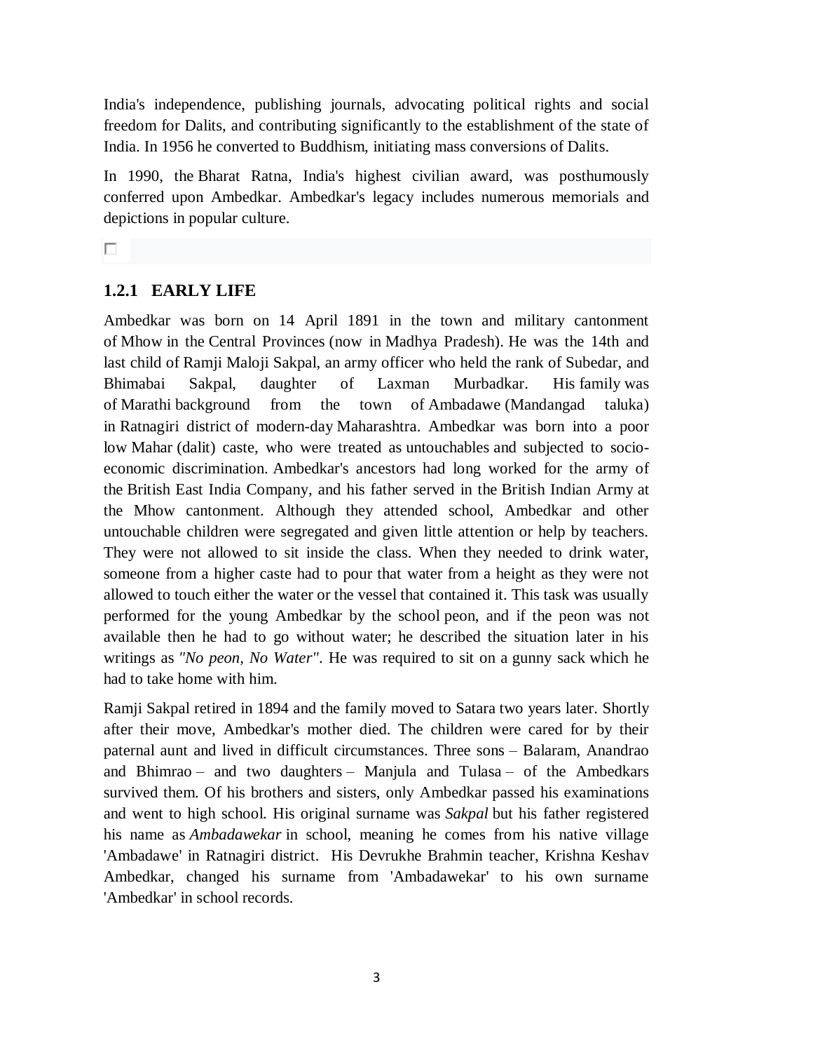India's independence, publishing journals, advocating political rights and social freedom for Dalits, and contributing significantly to the establishment of the state of India. In 1956 he converted to Buddhism, initiating mass conversions of Dalits.

In 1990, the Bharat Ratna, India's highest civilian award, was posthumously conferred upon Ambedkar. Ambedkar's legacy includes numerous memorials and depictions in popular culture.

### 1.2.1 EARLY LIFE

Ambedkar was born on 14 April 1891 in the town and military cantonment of Mhow in the Central Provinces (now in Madhya Pradesh). He was the 14th and last child of Ramji Maloji Sakpal, an army officer who held the rank of Subedar, and Bhimabai Sakpal, daughter of Laxman Murbadkar. His family was of Marathi background from the town of Ambadawe (Mandangad taluka) in Ratnagiri district of modern-day Maharashtra. Ambedkar was born into a poor low Mahar (dalit) caste, who were treated as untouchables and subjected to socio-economic discrimination. Ambedkar's ancestors had long worked for the army of the British East India Company, and his father served in the British Indian Army at the Mhow cantonment. Although they attended school, Ambedkar and other untouchable children were segregated and given little attention or help by teachers. They were not allowed to sit inside the class. When they needed to drink water, someone from a higher caste had to pour that water from a height as they were not allowed to touch either the water or the vessel that contained it. This task was usually performed for the young Ambedkar by the school peon, and if the peon was not available then he had to go without water; he described the situation later in his writings as *"No peon, No Water"*. He was required to sit on a gunny sack which he had to take home with him.

Ramji Sakpal retired in 1894 and the family moved to Satara two years later. Shortly after their move, Ambedkar's mother died. The children were cared for by their paternal aunt and lived in difficult circumstances. Three sons – Balaram, Anandrao and Bhimrao – and two daughters – Manjula and Tulasa – of the Ambedkars survived them. Of his brothers and sisters, only Ambedkar passed his examinations and went to high school. His original surname was *Sakpal* but his father registered his name as *Ambadawekar* in school, meaning he comes from his native village 'Ambadawe' in Ratnagiri district. His Devrukhe Brahmin teacher, Krishna Keshav Ambedkar, changed his surname from 'Ambadawekar' to his own surname 'Ambedkar' in school records.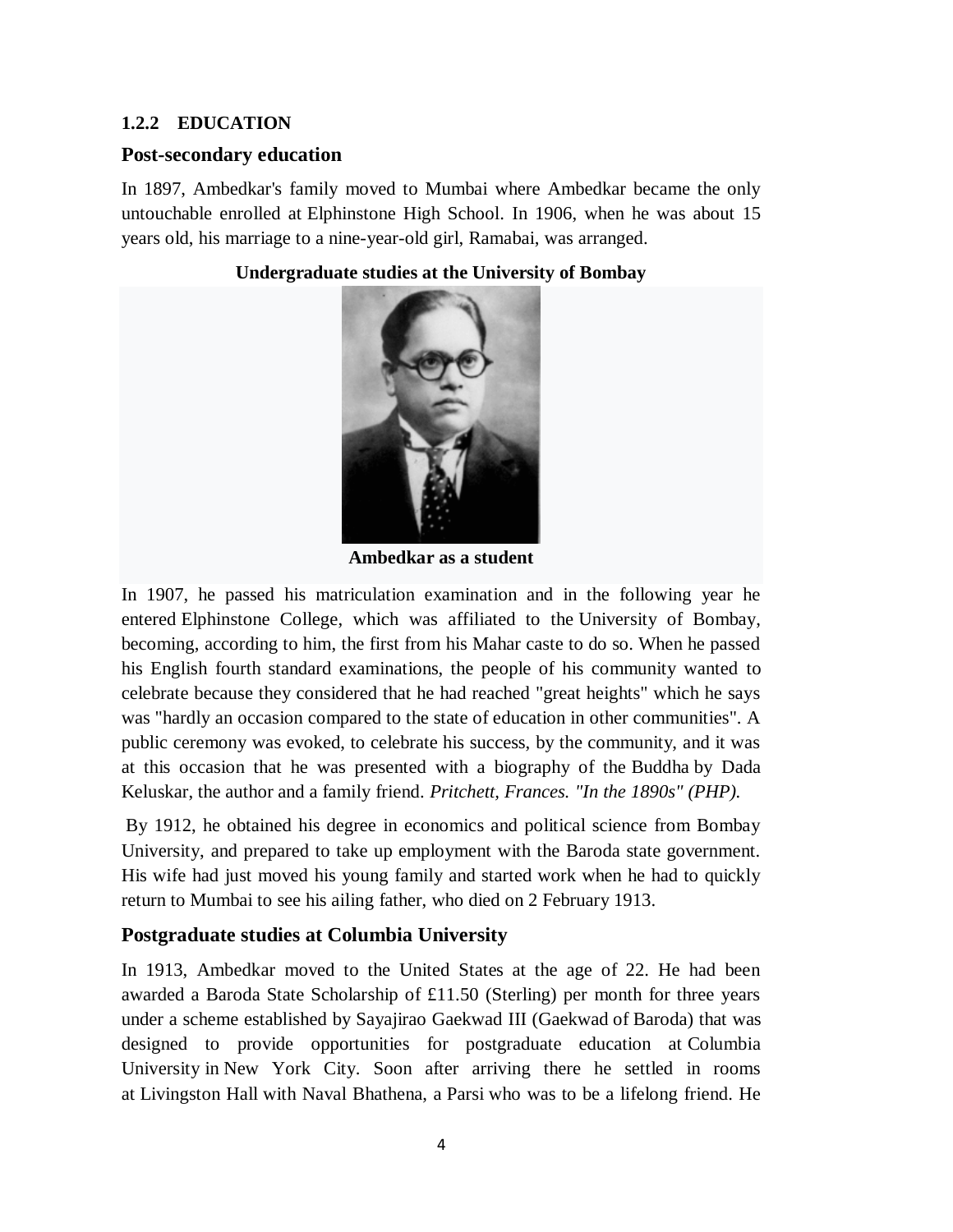### 1.2.2 EDUCATION

## Post-secondary education

In 1897, Ambedkar's family moved to Mumbai where Ambedkar became the only untouchable enrolled at Elphinstone High School. In 1906, when he was about 15 years old, his marriage to a nine-year-old girl, Ramabai, was arranged.

**Undergraduate studies at the University of Bombay**

**Ambedkar as a student**

In 1907, he passed his matriculation examination and in the following year he entered Elphinstone College, which was affiliated to the University of Bombay, becoming, according to him, the first from his Mahar caste to do so. When he passed his English fourth standard examinations, the people of his community wanted to celebrate because they considered that he had reached "great heights" which he says was "hardly an occasion compared to the state of education in other communities". A public ceremony was evoked, to celebrate his success, by the community, and it was at this occasion that he was presented with a biography of the Buddha by Dada Keluskar, the author and a family friend. *Pritchett, Frances. "In the 1890s" (PHP).*

By 1912, he obtained his degree in economics and political science from Bombay University, and prepared to take up employment with the Baroda state government. His wife had just moved his young family and started work when he had to quickly return to Mumbai to see his ailing father, who died on 2 February 1913.

## Postgraduate studies at Columbia University

In 1913, Ambedkar moved to the United States at the age of 22. He had been awarded a Baroda State Scholarship of £11.50 (Sterling) per month for three years under a scheme established by Sayajirao Gaekwad III (Gaekwad of Baroda) that was designed to provide opportunities for postgraduate education at Columbia University in New York City. Soon after arriving there he settled in rooms at Livingston Hall with Naval Bhathena, a Parsi who was to be a lifelong friend. He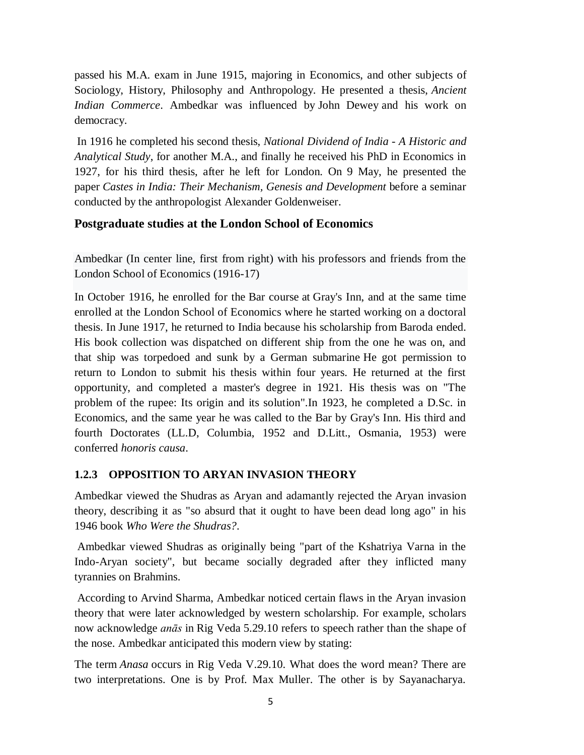passed his M.A. exam in June 1915, majoring in Economics, and other subjects of Sociology, History, Philosophy and Anthropology. He presented a thesis, *Ancient Indian Commerce*. Ambedkar was influenced by John Dewey and his work on democracy.

In 1916 he completed his second thesis, *National Dividend of India - A Historic and Analytical Study*, for another M.A., and finally he received his PhD in Economics in 1927, for his third thesis, after he left for London. On 9 May, he presented the paper *Castes in India: Their Mechanism, Genesis and Development* before a seminar conducted by the anthropologist Alexander Goldenweiser.

### Postgraduate studies at the London School of Economics

Ambedkar (In center line, first from right) with his professors and friends from the London School of Economics (1916-17)

In October 1916, he enrolled for the Bar course at Gray's Inn, and at the same time enrolled at the London School of Economics where he started working on a doctoral thesis. In June 1917, he returned to India because his scholarship from Baroda ended. His book collection was dispatched on different ship from the one he was on, and that ship was torpedoed and sunk by a German submarine He got permission to return to London to submit his thesis within four years. He returned at the first opportunity, and completed a master's degree in 1921. His thesis was on "The problem of the rupee: Its origin and its solution".In 1923, he completed a D.Sc. in Economics, and the same year he was called to the Bar by Gray's Inn. His third and fourth Doctorates (LL.D, Columbia, 1952 and D.Litt., Osmania, 1953) were conferred *honoris causa*.

### 1.2.3 OPPOSITION TO ARYAN INVASION THEORY

Ambedkar viewed the Shudras as Aryan and adamantly rejected the Aryan invasion theory, describing it as "so absurd that it ought to have been dead long ago" in his 1946 book *Who Were the Shudras?*.

Ambedkar viewed Shudras as originally being "part of the Kshatriya Varna in the Indo-Aryan society", but became socially degraded after they inflicted many tyrannies on Brahmins.

According to Arvind Sharma, Ambedkar noticed certain flaws in the Aryan invasion theory that were later acknowledged by western scholarship. For example, scholars now acknowledge *anās* in Rig Veda 5.29.10 refers to speech rather than the shape of the nose. Ambedkar anticipated this modern view by stating:

The term *Anasa* occurs in Rig Veda V.29.10. What does the word mean? There are two interpretations. One is by Prof. Max Muller. The other is by Sayanacharya.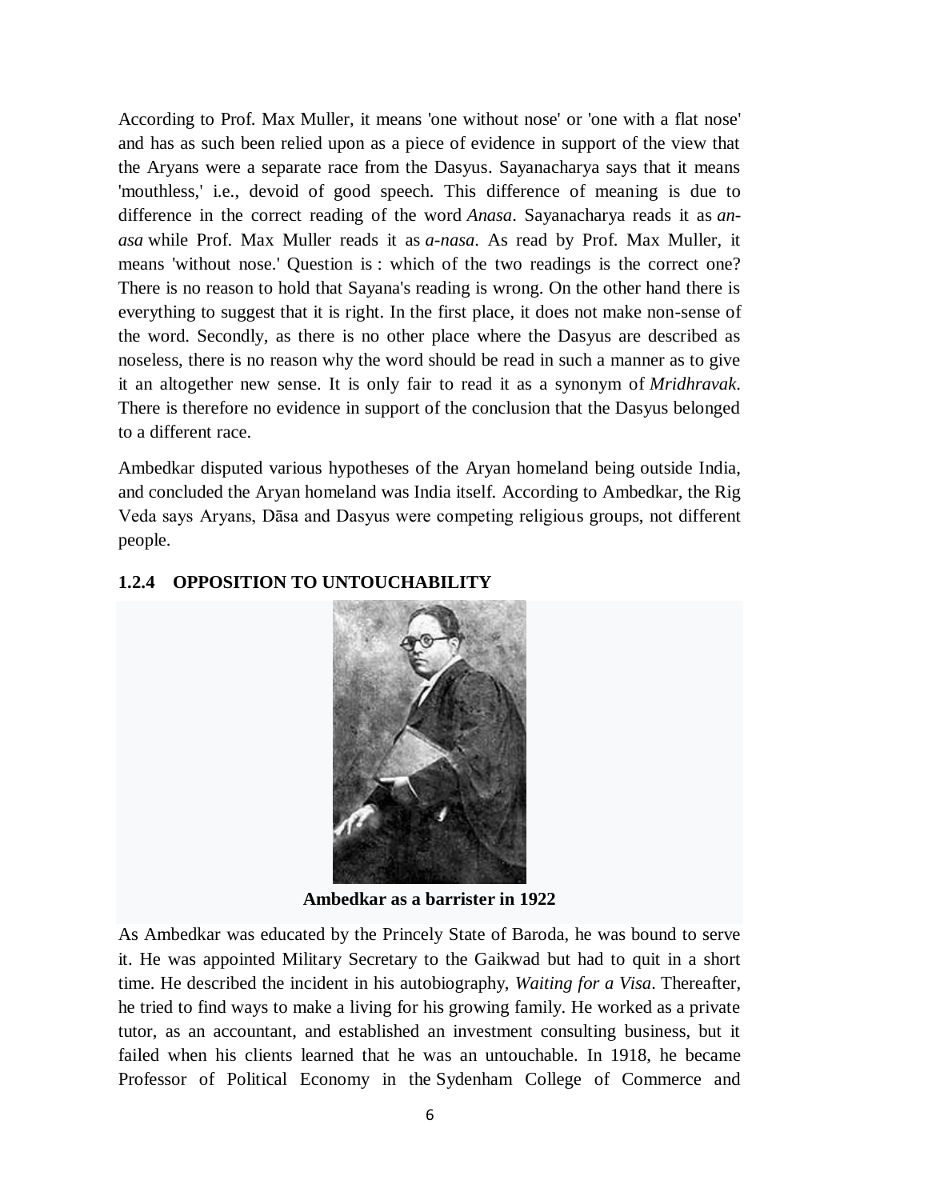According to Prof. Max Muller, it means 'one without nose' or 'one with a flat nose' and has as such been relied upon as a piece of evidence in support of the view that the Aryans were a separate race from the Dasyus. Sayanacharya says that it means 'mouthless,' i.e., devoid of good speech. This difference of meaning is due to difference in the correct reading of the word *Anasa*. Sayanacharya reads it as *an-asa* while Prof. Max Muller reads it as *a-nasa*. As read by Prof. Max Muller, it means 'without nose.' Question is : which of the two readings is the correct one? There is no reason to hold that Sayana's reading is wrong. On the other hand there is everything to suggest that it is right. In the first place, it does not make non-sense of the word. Secondly, as there is no other place where the Dasyus are described as noseless, there is no reason why the word should be read in such a manner as to give it an altogether new sense. It is only fair to read it as a synonym of *Mridhravak*. There is therefore no evidence in support of the conclusion that the Dasyus belonged to a different race.

Ambedkar disputed various hypotheses of the Aryan homeland being outside India, and concluded the Aryan homeland was India itself. According to Ambedkar, the Rig Veda says Aryans, Dāsa and Dasyus were competing religious groups, not different people.

### 1.2.4 OPPOSITION TO UNTOUCHABILITY

**Ambedkar as a barrister in 1922**

As Ambedkar was educated by the Princely State of Baroda, he was bound to serve it. He was appointed Military Secretary to the Gaikwad but had to quit in a short time. He described the incident in his autobiography, *Waiting for a Visa*. Thereafter, he tried to find ways to make a living for his growing family. He worked as a private tutor, as an accountant, and established an investment consulting business, but it failed when his clients learned that he was an untouchable. In 1918, he became Professor of Political Economy in the Sydenham College of Commerce and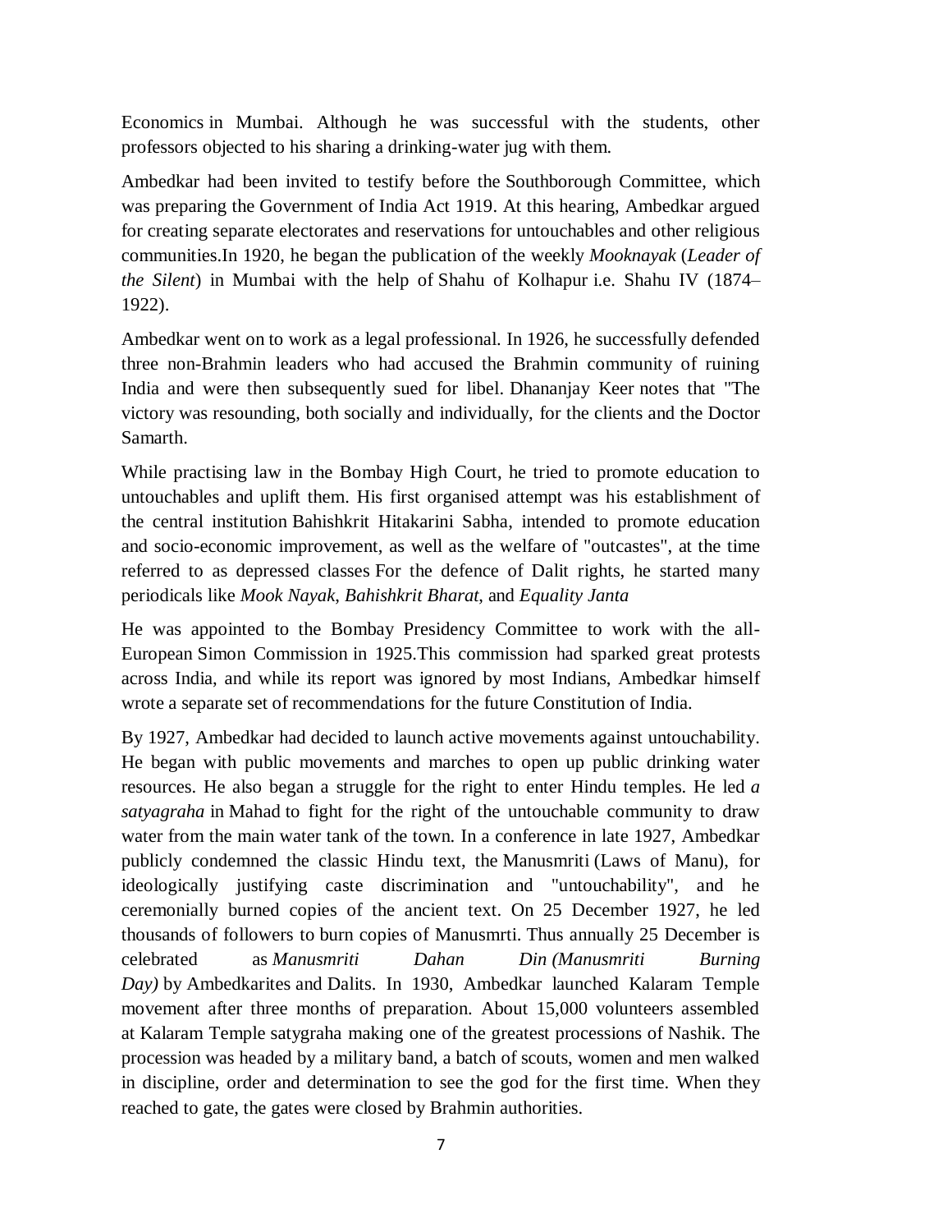Economics in Mumbai. Although he was successful with the students, other professors objected to his sharing a drinking-water jug with them.

Ambedkar had been invited to testify before the Southborough Committee, which was preparing the Government of India Act 1919. At this hearing, Ambedkar argued for creating separate electorates and reservations for untouchables and other religious communities.In 1920, he began the publication of the weekly *Mooknayak* (*Leader of the Silent*) in Mumbai with the help of Shahu of Kolhapur i.e. Shahu IV (1874–1922).

Ambedkar went on to work as a legal professional. In 1926, he successfully defended three non-Brahmin leaders who had accused the Brahmin community of ruining India and were then subsequently sued for libel. Dhananjay Keer notes that "The victory was resounding, both socially and individually, for the clients and the Doctor Samarth.

While practising law in the Bombay High Court, he tried to promote education to untouchables and uplift them. His first organised attempt was his establishment of the central institution Bahishkrit Hitakarini Sabha, intended to promote education and socio-economic improvement, as well as the welfare of "outcastes", at the time referred to as depressed classes For the defence of Dalit rights, he started many periodicals like *Mook Nayak*, *Bahishkrit Bharat*, and *Equality Janta*

He was appointed to the Bombay Presidency Committee to work with the all-European Simon Commission in 1925.This commission had sparked great protests across India, and while its report was ignored by most Indians, Ambedkar himself wrote a separate set of recommendations for the future Constitution of India.

By 1927, Ambedkar had decided to launch active movements against untouchability. He began with public movements and marches to open up public drinking water resources. He also began a struggle for the right to enter Hindu temples. He led *a satyagraha* in Mahad to fight for the right of the untouchable community to draw water from the main water tank of the town. In a conference in late 1927, Ambedkar publicly condemned the classic Hindu text, the Manusmriti (Laws of Manu), for ideologically justifying caste discrimination and "untouchability", and he ceremonially burned copies of the ancient text. On 25 December 1927, he led thousands of followers to burn copies of Manusmrti. Thus annually 25 December is celebrated as *Manusmriti Dahan Din (Manusmriti Burning Day)* by Ambedkarites and Dalits. In 1930, Ambedkar launched Kalaram Temple movement after three months of preparation. About 15,000 volunteers assembled at Kalaram Temple satygraha making one of the greatest processions of Nashik. The procession was headed by a military band, a batch of scouts, women and men walked in discipline, order and determination to see the god for the first time. When they reached to gate, the gates were closed by Brahmin authorities.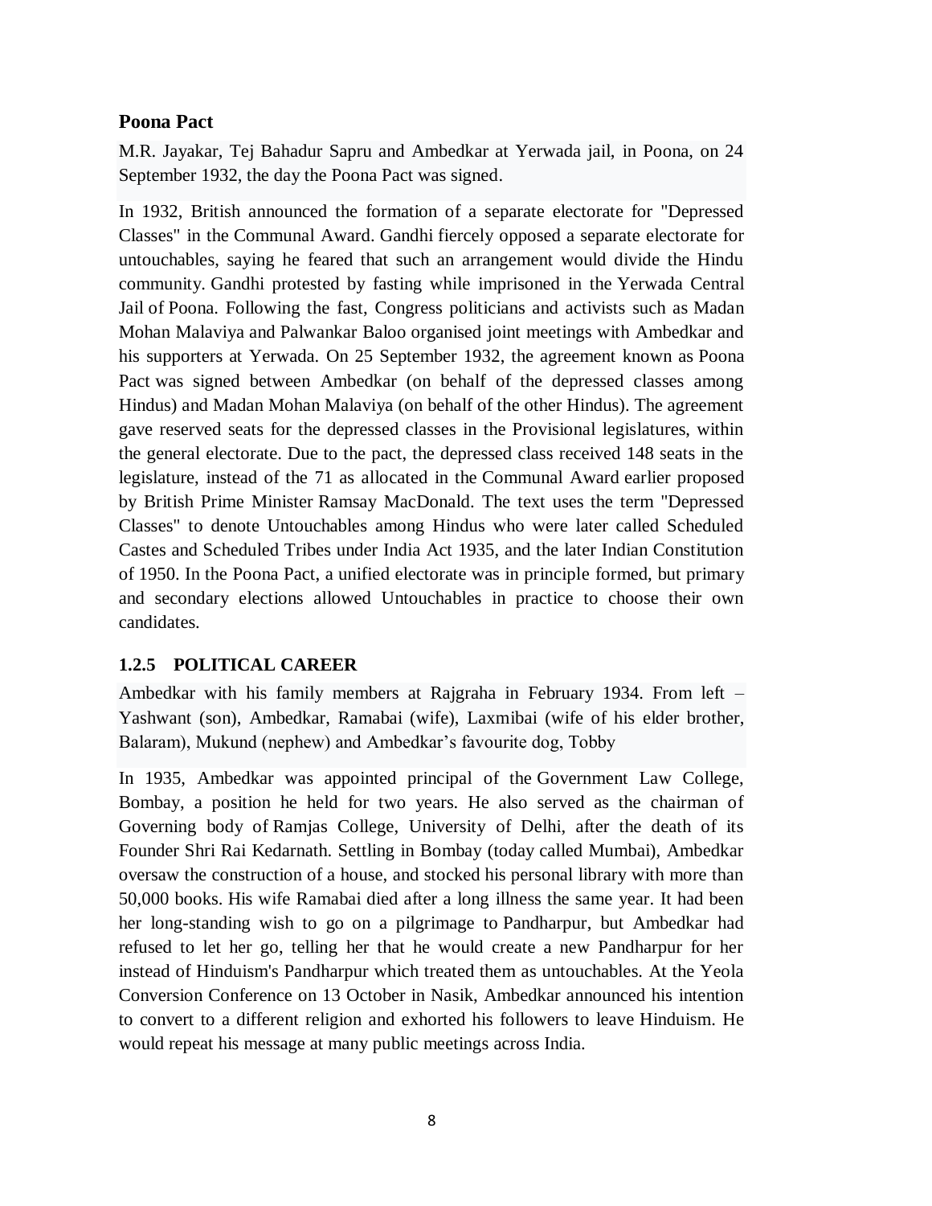### Poona Pact

M.R. Jayakar, Tej Bahadur Sapru and Ambedkar at Yerwada jail, in Poona, on 24 September 1932, the day the Poona Pact was signed.

In 1932, British announced the formation of a separate electorate for "Depressed Classes" in the Communal Award. Gandhi fiercely opposed a separate electorate for untouchables, saying he feared that such an arrangement would divide the Hindu community. Gandhi protested by fasting while imprisoned in the Yerwada Central Jail of Poona. Following the fast, Congress politicians and activists such as Madan Mohan Malaviya and Palwankar Baloo organised joint meetings with Ambedkar and his supporters at Yerwada. On 25 September 1932, the agreement known as Poona Pact was signed between Ambedkar (on behalf of the depressed classes among Hindus) and Madan Mohan Malaviya (on behalf of the other Hindus). The agreement gave reserved seats for the depressed classes in the Provisional legislatures, within the general electorate. Due to the pact, the depressed class received 148 seats in the legislature, instead of the 71 as allocated in the Communal Award earlier proposed by British Prime Minister Ramsay MacDonald. The text uses the term "Depressed Classes" to denote Untouchables among Hindus who were later called Scheduled Castes and Scheduled Tribes under India Act 1935, and the later Indian Constitution of 1950. In the Poona Pact, a unified electorate was in principle formed, but primary and secondary elections allowed Untouchables in practice to choose their own candidates.

### 1.2.5 POLITICAL CAREER

Ambedkar with his family members at Rajgraha in February 1934. From left – Yashwant (son), Ambedkar, Ramabai (wife), Laxmibai (wife of his elder brother, Balaram), Mukund (nephew) and Ambedkar's favourite dog, Tobby

In 1935, Ambedkar was appointed principal of the Government Law College, Bombay, a position he held for two years. He also served as the chairman of Governing body of Ramjas College, University of Delhi, after the death of its Founder Shri Rai Kedarnath. Settling in Bombay (today called Mumbai), Ambedkar oversaw the construction of a house, and stocked his personal library with more than 50,000 books. His wife Ramabai died after a long illness the same year. It had been her long-standing wish to go on a pilgrimage to Pandharpur, but Ambedkar had refused to let her go, telling her that he would create a new Pandharpur for her instead of Hinduism's Pandharpur which treated them as untouchables. At the Yeola Conversion Conference on 13 October in Nasik, Ambedkar announced his intention to convert to a different religion and exhorted his followers to leave Hinduism. He would repeat his message at many public meetings across India.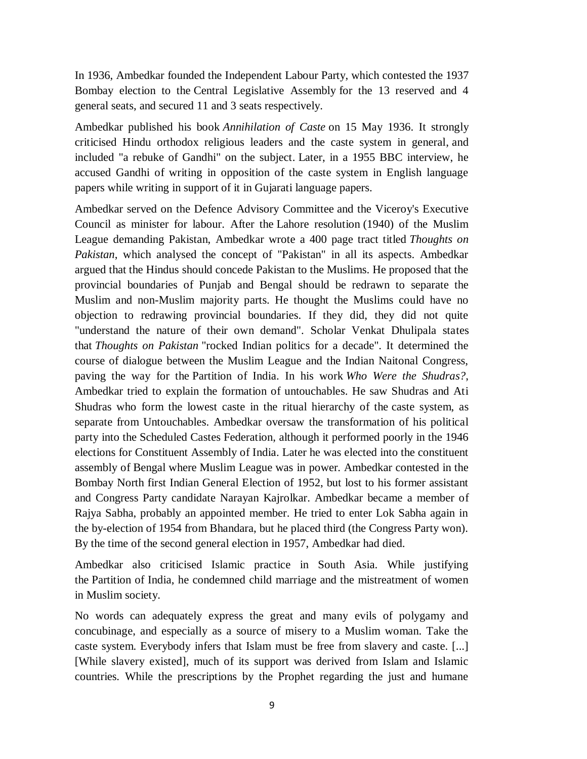In 1936, Ambedkar founded the Independent Labour Party, which contested the 1937 Bombay election to the Central Legislative Assembly for the 13 reserved and 4 general seats, and secured 11 and 3 seats respectively.

Ambedkar published his book *Annihilation of Caste* on 15 May 1936. It strongly criticised Hindu orthodox religious leaders and the caste system in general, and included "a rebuke of Gandhi" on the subject. Later, in a 1955 BBC interview, he accused Gandhi of writing in opposition of the caste system in English language papers while writing in support of it in Gujarati language papers.

Ambedkar served on the Defence Advisory Committee and the Viceroy's Executive Council as minister for labour. After the Lahore resolution (1940) of the Muslim League demanding Pakistan, Ambedkar wrote a 400 page tract titled *Thoughts on Pakistan*, which analysed the concept of "Pakistan" in all its aspects. Ambedkar argued that the Hindus should concede Pakistan to the Muslims. He proposed that the provincial boundaries of Punjab and Bengal should be redrawn to separate the Muslim and non-Muslim majority parts. He thought the Muslims could have no objection to redrawing provincial boundaries. If they did, they did not quite "understand the nature of their own demand". Scholar Venkat Dhulipala states that *Thoughts on Pakistan* "rocked Indian politics for a decade". It determined the course of dialogue between the Muslim League and the Indian Naitonal Congress, paving the way for the Partition of India. In his work *Who Were the Shudras?*, Ambedkar tried to explain the formation of untouchables. He saw Shudras and Ati Shudras who form the lowest caste in the ritual hierarchy of the caste system, as separate from Untouchables. Ambedkar oversaw the transformation of his political party into the Scheduled Castes Federation, although it performed poorly in the 1946 elections for Constituent Assembly of India. Later he was elected into the constituent assembly of Bengal where Muslim League was in power. Ambedkar contested in the Bombay North first Indian General Election of 1952, but lost to his former assistant and Congress Party candidate Narayan Kajrolkar. Ambedkar became a member of Rajya Sabha, probably an appointed member. He tried to enter Lok Sabha again in the by-election of 1954 from Bhandara, but he placed third (the Congress Party won). By the time of the second general election in 1957, Ambedkar had died.

Ambedkar also criticised Islamic practice in South Asia. While justifying the Partition of India, he condemned child marriage and the mistreatment of women in Muslim society.

No words can adequately express the great and many evils of polygamy and concubinage, and especially as a source of misery to a Muslim woman. Take the caste system. Everybody infers that Islam must be free from slavery and caste. [...] [While slavery existed], much of its support was derived from Islam and Islamic countries. While the prescriptions by the Prophet regarding the just and humane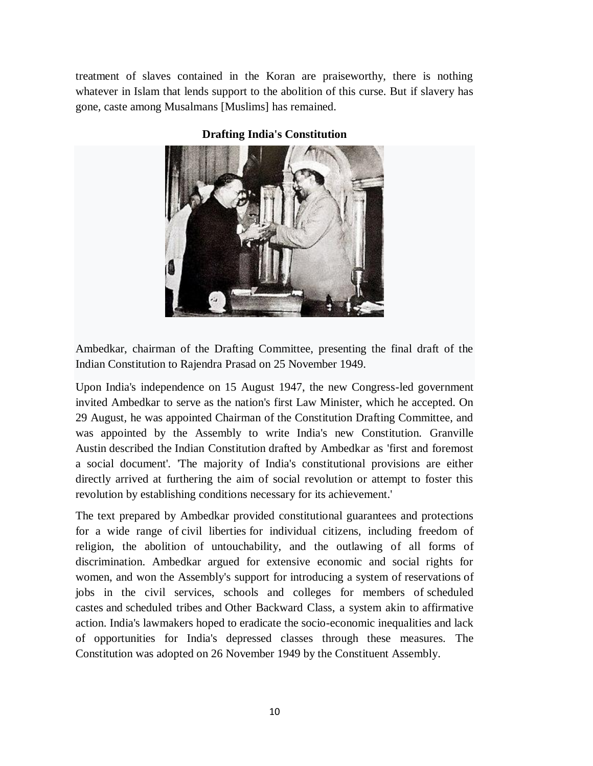treatment of slaves contained in the Koran are praiseworthy, there is nothing whatever in Islam that lends support to the abolition of this curse. But if slavery has gone, caste among Musalmans [Muslims] has remained.

**Drafting India's Constitution**

Ambedkar, chairman of the Drafting Committee, presenting the final draft of the Indian Constitution to Rajendra Prasad on 25 November 1949.

Upon India's independence on 15 August 1947, the new Congress-led government invited Ambedkar to serve as the nation's first Law Minister, which he accepted. On 29 August, he was appointed Chairman of the Constitution Drafting Committee, and was appointed by the Assembly to write India's new Constitution. Granville Austin described the Indian Constitution drafted by Ambedkar as 'first and foremost a social document'. 'The majority of India's constitutional provisions are either directly arrived at furthering the aim of social revolution or attempt to foster this revolution by establishing conditions necessary for its achievement.'

The text prepared by Ambedkar provided constitutional guarantees and protections for a wide range of civil liberties for individual citizens, including freedom of religion, the abolition of untouchability, and the outlawing of all forms of discrimination. Ambedkar argued for extensive economic and social rights for women, and won the Assembly's support for introducing a system of reservations of jobs in the civil services, schools and colleges for members of scheduled castes and scheduled tribes and Other Backward Class, a system akin to affirmative action. India's lawmakers hoped to eradicate the socio-economic inequalities and lack of opportunities for India's depressed classes through these measures. The Constitution was adopted on 26 November 1949 by the Constituent Assembly.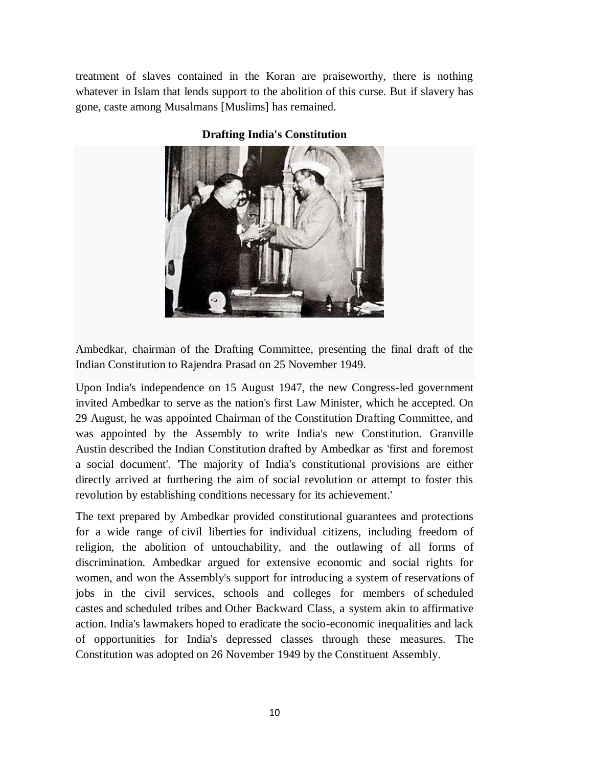treatment of slaves contained in the Koran are praiseworthy, there is nothing whatever in Islam that lends support to the abolition of this curse. But if slavery has gone, caste among Musalmans [Muslims] has remained.

**Drafting India's Constitution**

Ambedkar, chairman of the Drafting Committee, presenting the final draft of the Indian Constitution to Rajendra Prasad on 25 November 1949.

Upon India's independence on 15 August 1947, the new Congress-led government invited Ambedkar to serve as the nation's first Law Minister, which he accepted. On 29 August, he was appointed Chairman of the Constitution Drafting Committee, and was appointed by the Assembly to write India's new Constitution. Granville Austin described the Indian Constitution drafted by Ambedkar as 'first and foremost a social document'. 'The majority of India's constitutional provisions are either directly arrived at furthering the aim of social revolution or attempt to foster this revolution by establishing conditions necessary for its achievement.'

The text prepared by Ambedkar provided constitutional guarantees and protections for a wide range of civil liberties for individual citizens, including freedom of religion, the abolition of untouchability, and the outlawing of all forms of discrimination. Ambedkar argued for extensive economic and social rights for women, and won the Assembly's support for introducing a system of reservations of jobs in the civil services, schools and colleges for members of scheduled castes and scheduled tribes and Other Backward Class, a system akin to affirmative action. India's lawmakers hoped to eradicate the socio-economic inequalities and lack of opportunities for India's depressed classes through these measures. The Constitution was adopted on 26 November 1949 by the Constituent Assembly.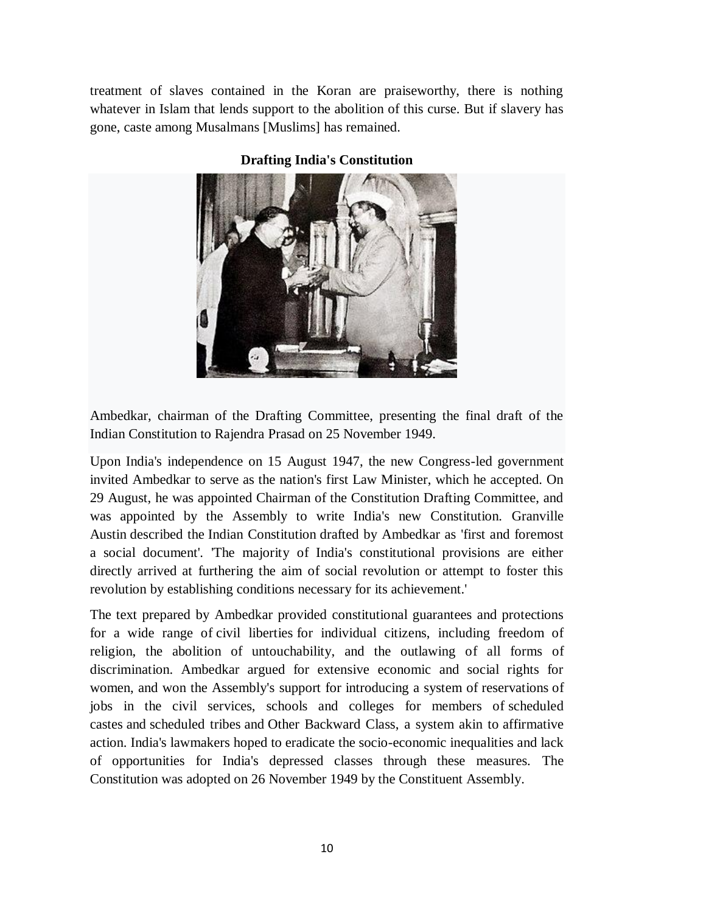treatment of slaves contained in the Koran are praiseworthy, there is nothing whatever in Islam that lends support to the abolition of this curse. But if slavery has gone, caste among Musalmans [Muslims] has remained.

**Drafting India's Constitution**

Ambedkar, chairman of the Drafting Committee, presenting the final draft of the Indian Constitution to Rajendra Prasad on 25 November 1949.

Upon India's independence on 15 August 1947, the new Congress-led government invited Ambedkar to serve as the nation's first Law Minister, which he accepted. On 29 August, he was appointed Chairman of the Constitution Drafting Committee, and was appointed by the Assembly to write India's new Constitution. Granville Austin described the Indian Constitution drafted by Ambedkar as 'first and foremost a social document'. 'The majority of India's constitutional provisions are either directly arrived at furthering the aim of social revolution or attempt to foster this revolution by establishing conditions necessary for its achievement.'

The text prepared by Ambedkar provided constitutional guarantees and protections for a wide range of civil liberties for individual citizens, including freedom of religion, the abolition of untouchability, and the outlawing of all forms of discrimination. Ambedkar argued for extensive economic and social rights for women, and won the Assembly's support for introducing a system of reservations of jobs in the civil services, schools and colleges for members of scheduled castes and scheduled tribes and Other Backward Class, a system akin to affirmative action. India's lawmakers hoped to eradicate the socio-economic inequalities and lack of opportunities for India's depressed classes through these measures. The Constitution was adopted on 26 November 1949 by the Constituent Assembly.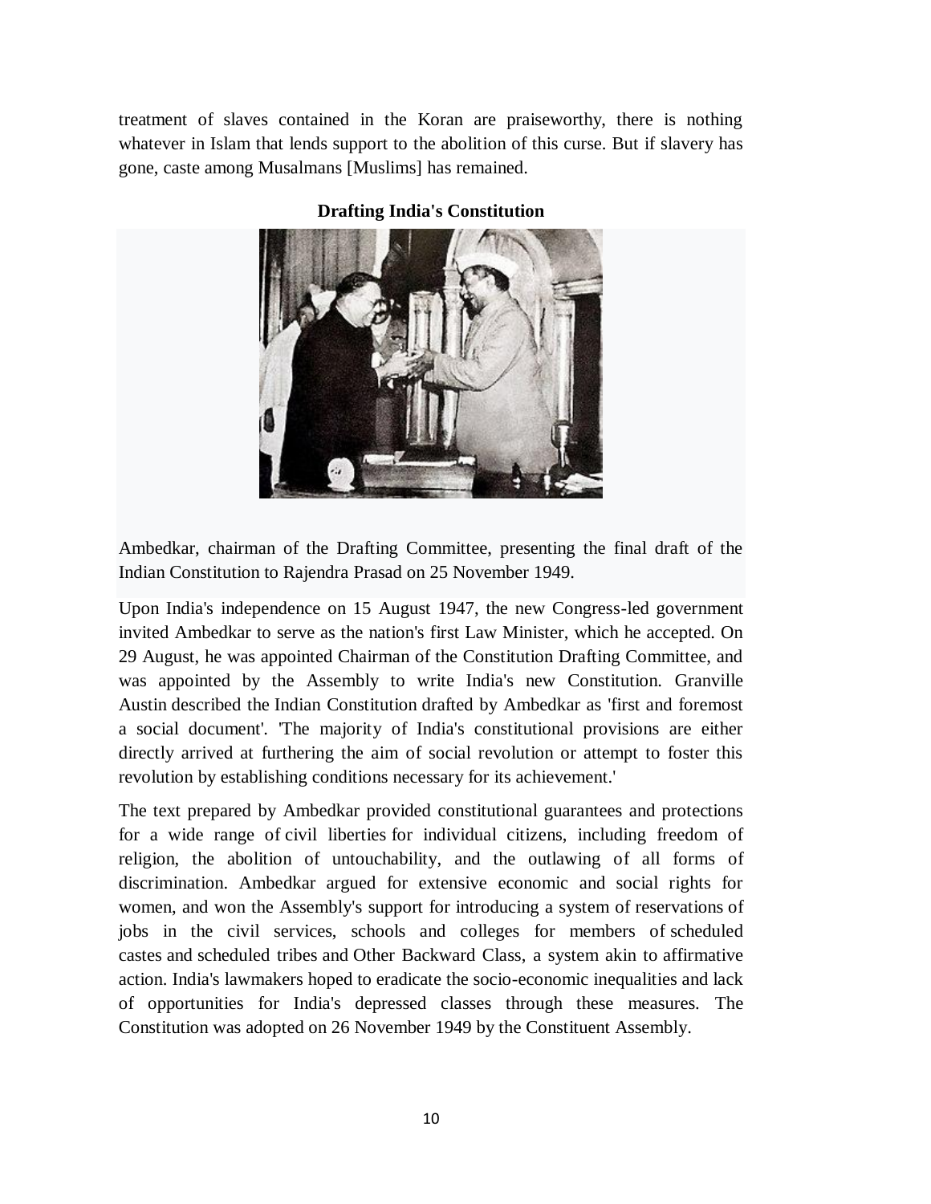treatment of slaves contained in the Koran are praiseworthy, there is nothing whatever in Islam that lends support to the abolition of this curse. But if slavery has gone, caste among Musalmans [Muslims] has remained.

**Drafting India's Constitution**

Ambedkar, chairman of the Drafting Committee, presenting the final draft of the Indian Constitution to Rajendra Prasad on 25 November 1949.

Upon India's independence on 15 August 1947, the new Congress-led government invited Ambedkar to serve as the nation's first Law Minister, which he accepted. On 29 August, he was appointed Chairman of the Constitution Drafting Committee, and was appointed by the Assembly to write India's new Constitution. Granville Austin described the Indian Constitution drafted by Ambedkar as 'first and foremost a social document'. 'The majority of India's constitutional provisions are either directly arrived at furthering the aim of social revolution or attempt to foster this revolution by establishing conditions necessary for its achievement.'

The text prepared by Ambedkar provided constitutional guarantees and protections for a wide range of civil liberties for individual citizens, including freedom of religion, the abolition of untouchability, and the outlawing of all forms of discrimination. Ambedkar argued for extensive economic and social rights for women, and won the Assembly's support for introducing a system of reservations of jobs in the civil services, schools and colleges for members of scheduled castes and scheduled tribes and Other Backward Class, a system akin to affirmative action. India's lawmakers hoped to eradicate the socio-economic inequalities and lack of opportunities for India's depressed classes through these measures. The Constitution was adopted on 26 November 1949 by the Constituent Assembly.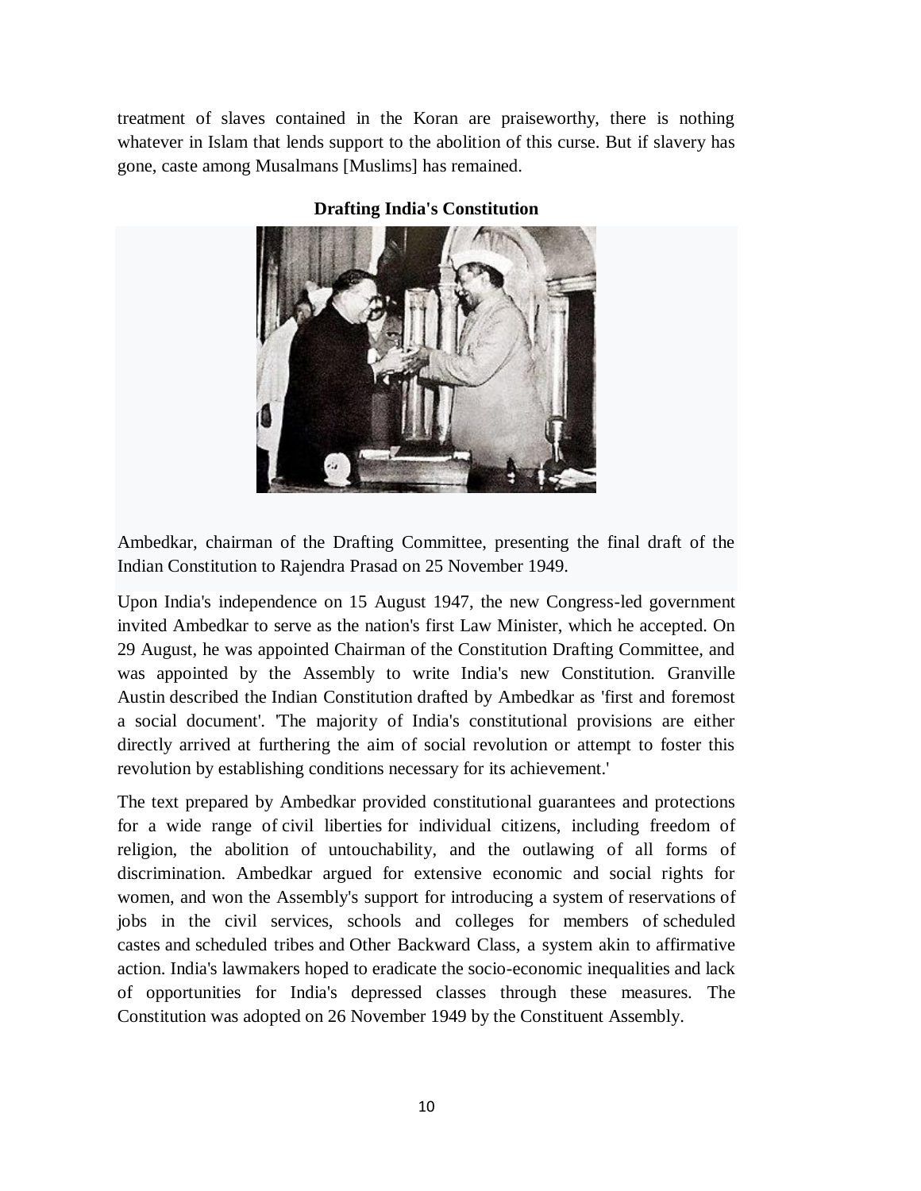treatment of slaves contained in the Koran are praiseworthy, there is nothing whatever in Islam that lends support to the abolition of this curse. But if slavery has gone, caste among Musalmans [Muslims] has remained.

**Drafting India's Constitution**

Ambedkar, chairman of the Drafting Committee, presenting the final draft of the Indian Constitution to Rajendra Prasad on 25 November 1949.

Upon India's independence on 15 August 1947, the new Congress-led government invited Ambedkar to serve as the nation's first Law Minister, which he accepted. On 29 August, he was appointed Chairman of the Constitution Drafting Committee, and was appointed by the Assembly to write India's new Constitution. Granville Austin described the Indian Constitution drafted by Ambedkar as 'first and foremost a social document'. 'The majority of India's constitutional provisions are either directly arrived at furthering the aim of social revolution or attempt to foster this revolution by establishing conditions necessary for its achievement.'

The text prepared by Ambedkar provided constitutional guarantees and protections for a wide range of civil liberties for individual citizens, including freedom of religion, the abolition of untouchability, and the outlawing of all forms of discrimination. Ambedkar argued for extensive economic and social rights for women, and won the Assembly's support for introducing a system of reservations of jobs in the civil services, schools and colleges for members of scheduled castes and scheduled tribes and Other Backward Class, a system akin to affirmative action. India's lawmakers hoped to eradicate the socio-economic inequalities and lack of opportunities for India's depressed classes through these measures. The Constitution was adopted on 26 November 1949 by the Constituent Assembly.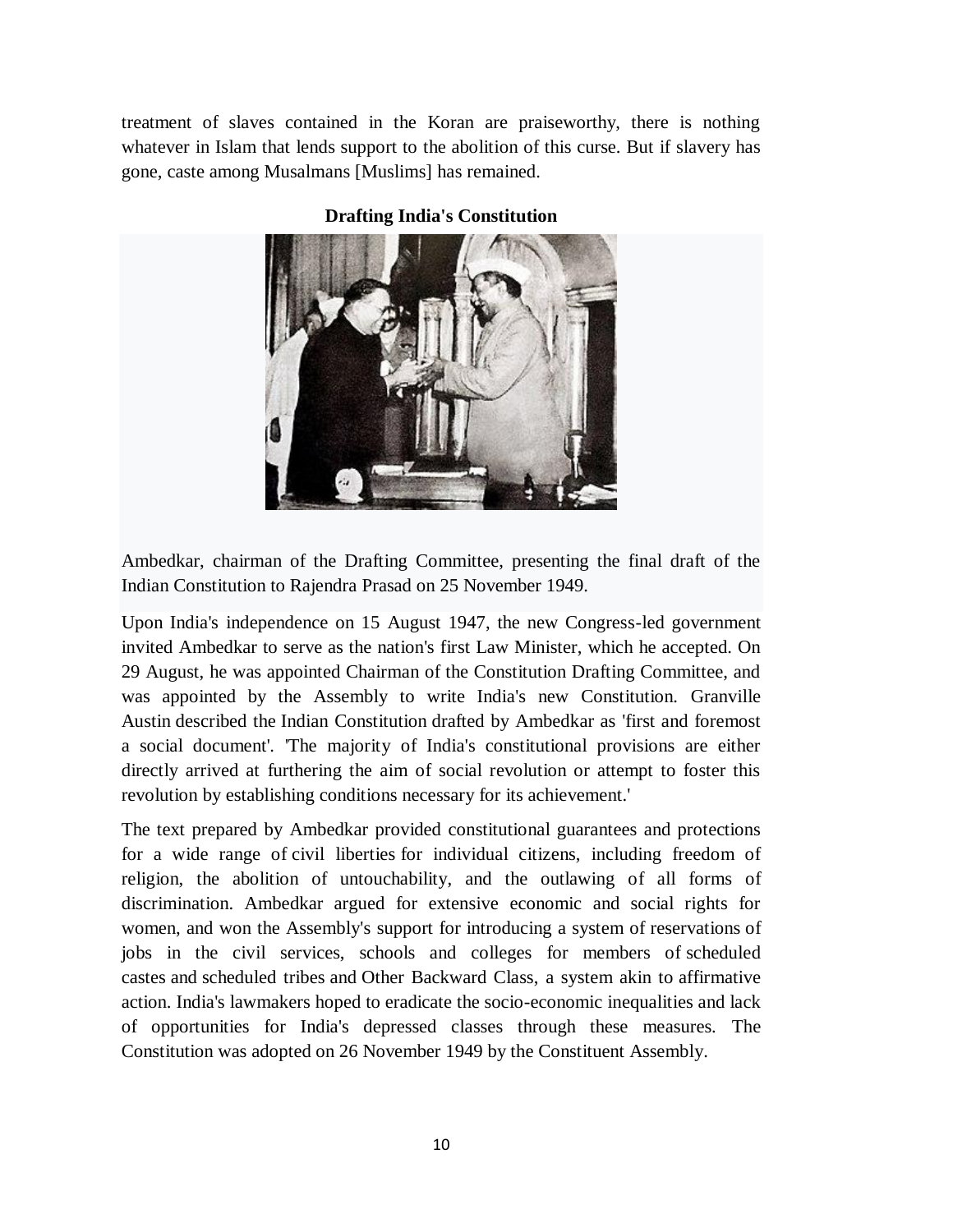treatment of slaves contained in the Koran are praiseworthy, there is nothing whatever in Islam that lends support to the abolition of this curse. But if slavery has gone, caste among Musalmans [Muslims] has remained.

**Drafting India's Constitution**

Ambedkar, chairman of the Drafting Committee, presenting the final draft of the Indian Constitution to Rajendra Prasad on 25 November 1949.

Upon India's independence on 15 August 1947, the new Congress-led government invited Ambedkar to serve as the nation's first Law Minister, which he accepted. On 29 August, he was appointed Chairman of the Constitution Drafting Committee, and was appointed by the Assembly to write India's new Constitution. Granville Austin described the Indian Constitution drafted by Ambedkar as 'first and foremost a social document'. 'The majority of India's constitutional provisions are either directly arrived at furthering the aim of social revolution or attempt to foster this revolution by establishing conditions necessary for its achievement.'

The text prepared by Ambedkar provided constitutional guarantees and protections for a wide range of civil liberties for individual citizens, including freedom of religion, the abolition of untouchability, and the outlawing of all forms of discrimination. Ambedkar argued for extensive economic and social rights for women, and won the Assembly's support for introducing a system of reservations of jobs in the civil services, schools and colleges for members of scheduled castes and scheduled tribes and Other Backward Class, a system akin to affirmative action. India's lawmakers hoped to eradicate the socio-economic inequalities and lack of opportunities for India's depressed classes through these measures. The Constitution was adopted on 26 November 1949 by the Constituent Assembly.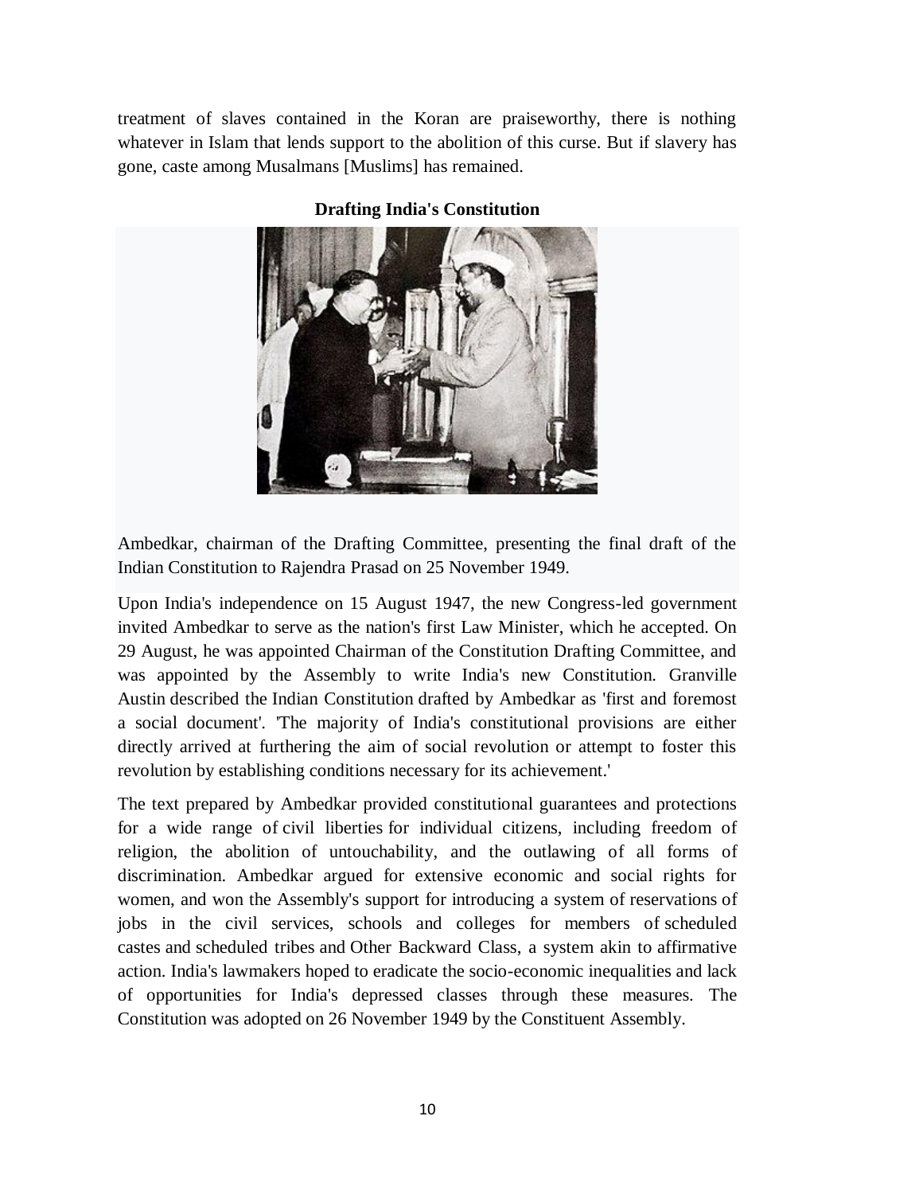treatment of slaves contained in the Koran are praiseworthy, there is nothing whatever in Islam that lends support to the abolition of this curse. But if slavery has gone, caste among Musalmans [Muslims] has remained.

**Drafting India's Constitution**

Ambedkar, chairman of the Drafting Committee, presenting the final draft of the Indian Constitution to Rajendra Prasad on 25 November 1949.

Upon India's independence on 15 August 1947, the new Congress-led government invited Ambedkar to serve as the nation's first Law Minister, which he accepted. On 29 August, he was appointed Chairman of the Constitution Drafting Committee, and was appointed by the Assembly to write India's new Constitution. Granville Austin described the Indian Constitution drafted by Ambedkar as 'first and foremost a social document'. 'The majority of India's constitutional provisions are either directly arrived at furthering the aim of social revolution or attempt to foster this revolution by establishing conditions necessary for its achievement.'

The text prepared by Ambedkar provided constitutional guarantees and protections for a wide range of civil liberties for individual citizens, including freedom of religion, the abolition of untouchability, and the outlawing of all forms of discrimination. Ambedkar argued for extensive economic and social rights for women, and won the Assembly's support for introducing a system of reservations of jobs in the civil services, schools and colleges for members of scheduled castes and scheduled tribes and Other Backward Class, a system akin to affirmative action. India's lawmakers hoped to eradicate the socio-economic inequalities and lack of opportunities for India's depressed classes through these measures. The Constitution was adopted on 26 November 1949 by the Constituent Assembly.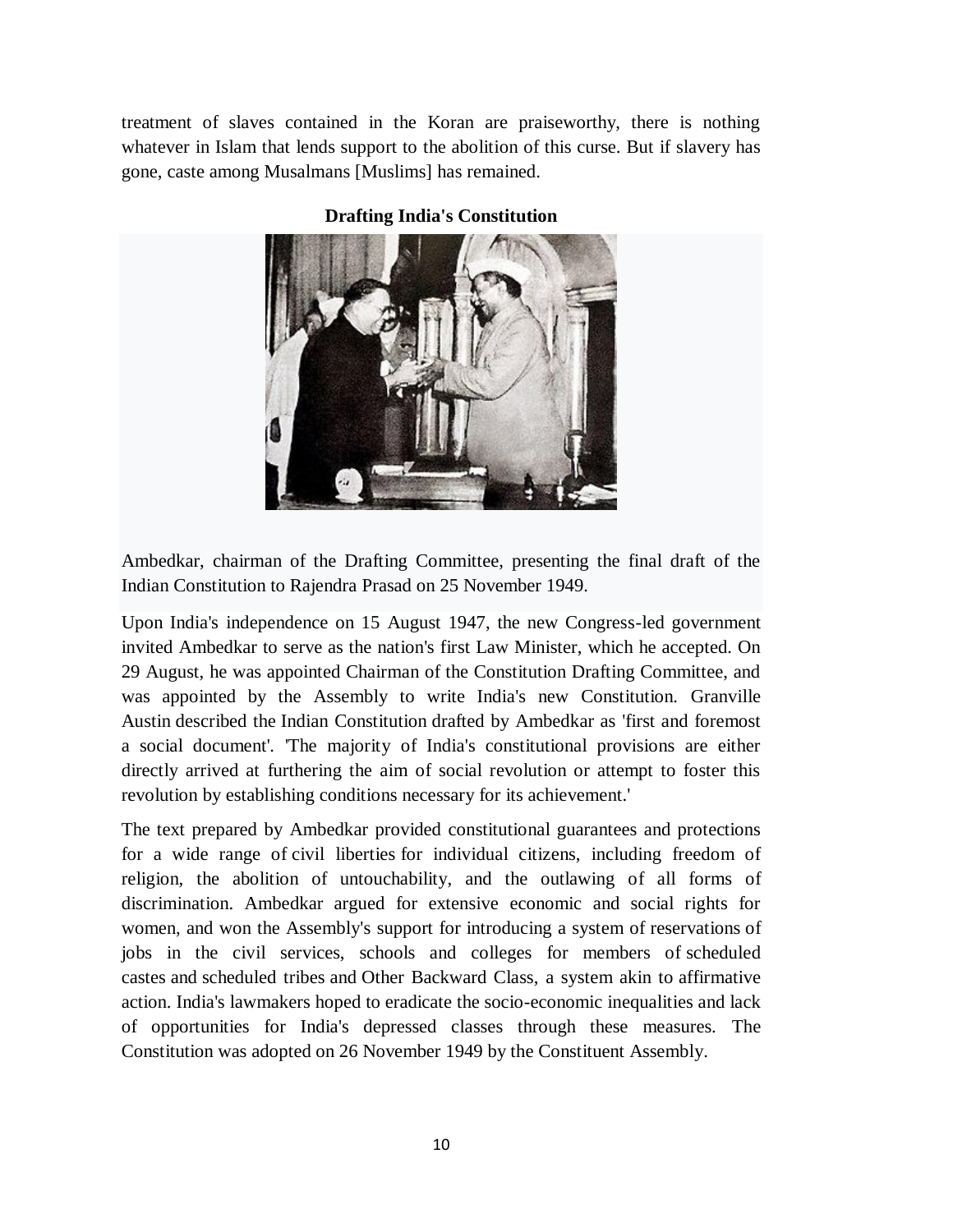treatment of slaves contained in the Koran are praiseworthy, there is nothing whatever in Islam that lends support to the abolition of this curse. But if slavery has gone, caste among Musalmans [Muslims] has remained.

**Drafting India's Constitution**

Ambedkar, chairman of the Drafting Committee, presenting the final draft of the Indian Constitution to Rajendra Prasad on 25 November 1949.

Upon India's independence on 15 August 1947, the new Congress-led government invited Ambedkar to serve as the nation's first Law Minister, which he accepted. On 29 August, he was appointed Chairman of the Constitution Drafting Committee, and was appointed by the Assembly to write India's new Constitution. Granville Austin described the Indian Constitution drafted by Ambedkar as 'first and foremost a social document'. 'The majority of India's constitutional provisions are either directly arrived at furthering the aim of social revolution or attempt to foster this revolution by establishing conditions necessary for its achievement.'

The text prepared by Ambedkar provided constitutional guarantees and protections for a wide range of civil liberties for individual citizens, including freedom of religion, the abolition of untouchability, and the outlawing of all forms of discrimination. Ambedkar argued for extensive economic and social rights for women, and won the Assembly's support for introducing a system of reservations of jobs in the civil services, schools and colleges for members of scheduled castes and scheduled tribes and Other Backward Class, a system akin to affirmative action. India's lawmakers hoped to eradicate the socio-economic inequalities and lack of opportunities for India's depressed classes through these measures. The Constitution was adopted on 26 November 1949 by the Constituent Assembly.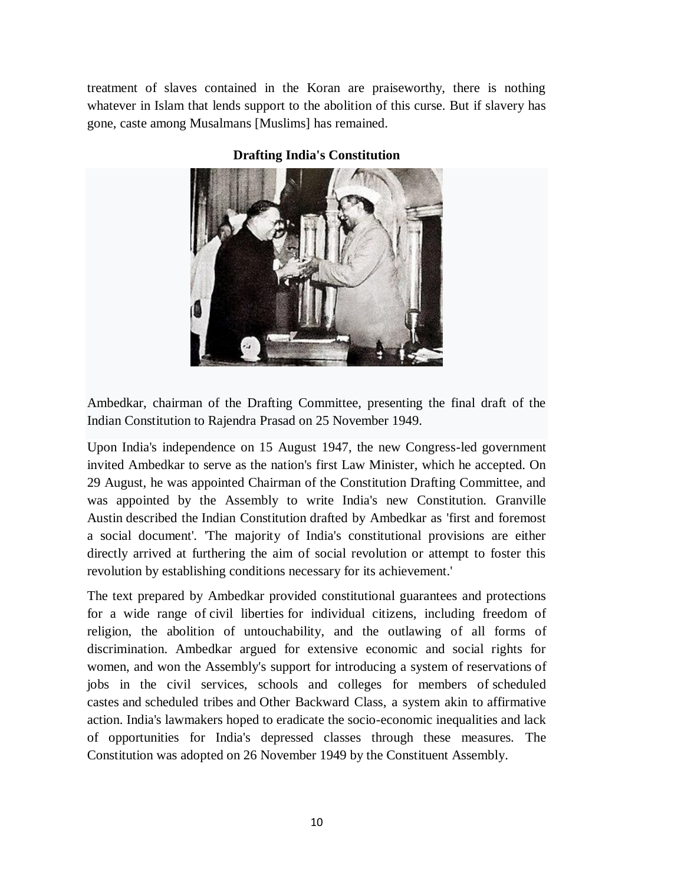treatment of slaves contained in the Koran are praiseworthy, there is nothing whatever in Islam that lends support to the abolition of this curse. But if slavery has gone, caste among Musalmans [Muslims] has remained.

**Drafting India's Constitution**

Ambedkar, chairman of the Drafting Committee, presenting the final draft of the Indian Constitution to Rajendra Prasad on 25 November 1949.

Upon India's independence on 15 August 1947, the new Congress-led government invited Ambedkar to serve as the nation's first Law Minister, which he accepted. On 29 August, he was appointed Chairman of the Constitution Drafting Committee, and was appointed by the Assembly to write India's new Constitution. Granville Austin described the Indian Constitution drafted by Ambedkar as 'first and foremost a social document'. 'The majority of India's constitutional provisions are either directly arrived at furthering the aim of social revolution or attempt to foster this revolution by establishing conditions necessary for its achievement.'

The text prepared by Ambedkar provided constitutional guarantees and protections for a wide range of civil liberties for individual citizens, including freedom of religion, the abolition of untouchability, and the outlawing of all forms of discrimination. Ambedkar argued for extensive economic and social rights for women, and won the Assembly's support for introducing a system of reservations of jobs in the civil services, schools and colleges for members of scheduled castes and scheduled tribes and Other Backward Class, a system akin to affirmative action. India's lawmakers hoped to eradicate the socio-economic inequalities and lack of opportunities for India's depressed classes through these measures. The Constitution was adopted on 26 November 1949 by the Constituent Assembly.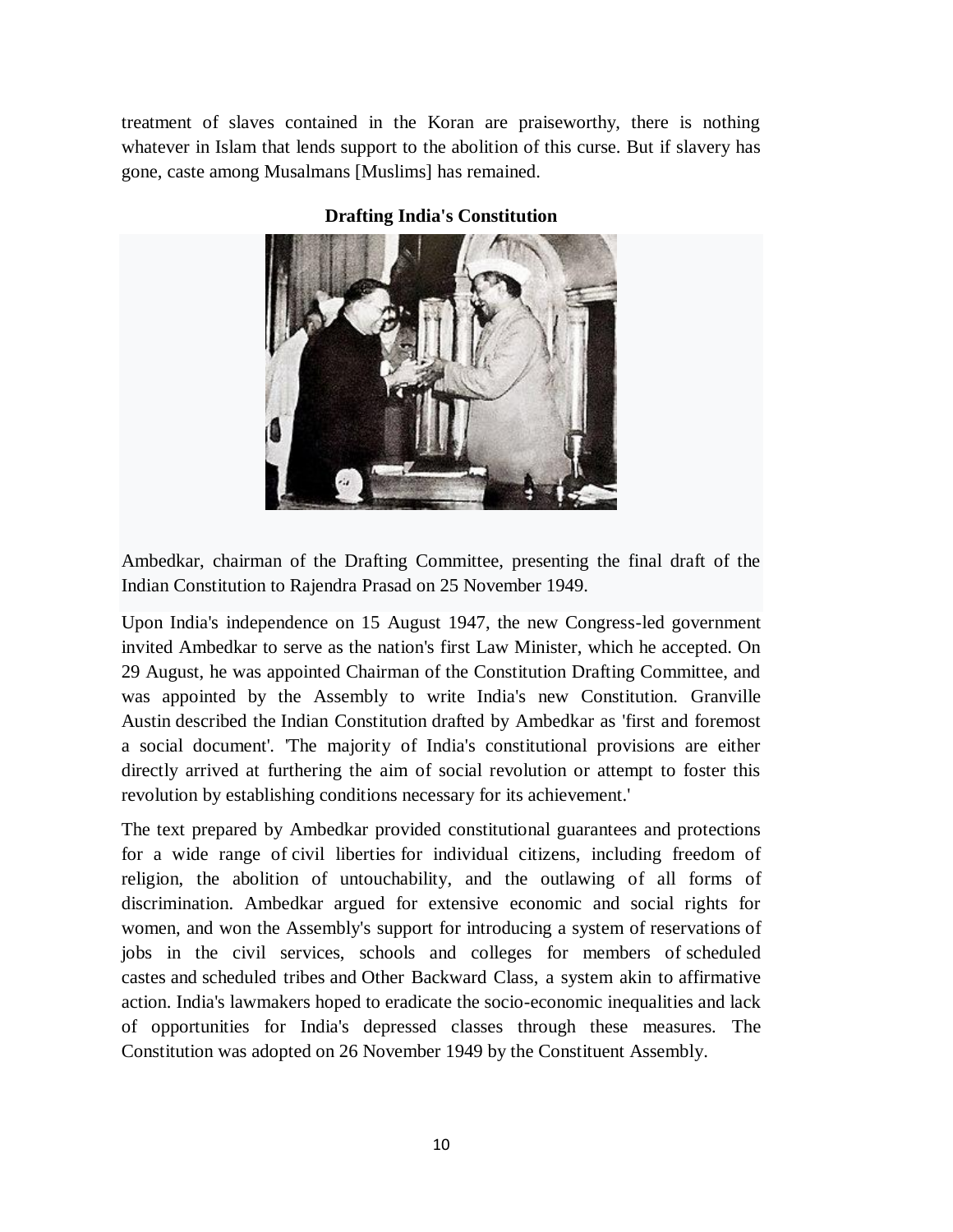treatment of slaves contained in the Koran are praiseworthy, there is nothing whatever in Islam that lends support to the abolition of this curse. But if slavery has gone, caste among Musalmans [Muslims] has remained.

**Drafting India's Constitution**

Ambedkar, chairman of the Drafting Committee, presenting the final draft of the Indian Constitution to Rajendra Prasad on 25 November 1949.

Upon India's independence on 15 August 1947, the new Congress-led government invited Ambedkar to serve as the nation's first Law Minister, which he accepted. On 29 August, he was appointed Chairman of the Constitution Drafting Committee, and was appointed by the Assembly to write India's new Constitution. Granville Austin described the Indian Constitution drafted by Ambedkar as 'first and foremost a social document'. 'The majority of India's constitutional provisions are either directly arrived at furthering the aim of social revolution or attempt to foster this revolution by establishing conditions necessary for its achievement.'

The text prepared by Ambedkar provided constitutional guarantees and protections for a wide range of civil liberties for individual citizens, including freedom of religion, the abolition of untouchability, and the outlawing of all forms of discrimination. Ambedkar argued for extensive economic and social rights for women, and won the Assembly's support for introducing a system of reservations of jobs in the civil services, schools and colleges for members of scheduled castes and scheduled tribes and Other Backward Class, a system akin to affirmative action. India's lawmakers hoped to eradicate the socio-economic inequalities and lack of opportunities for India's depressed classes through these measures. The Constitution was adopted on 26 November 1949 by the Constituent Assembly.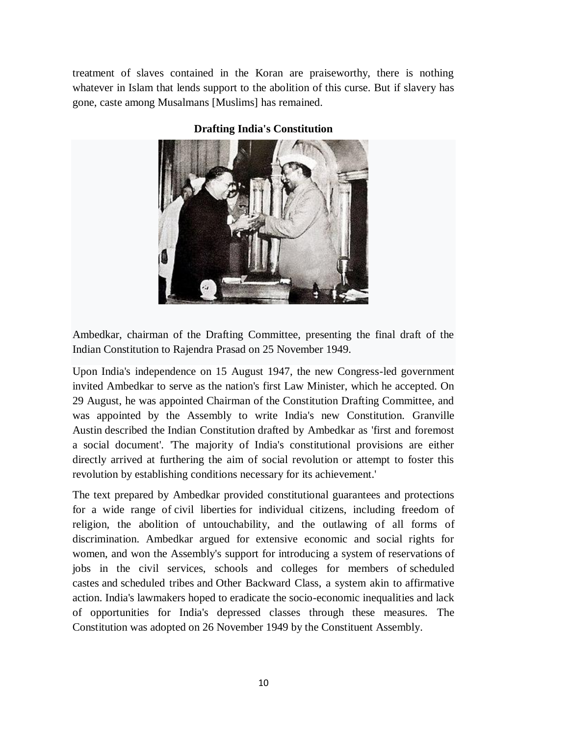treatment of slaves contained in the Koran are praiseworthy, there is nothing whatever in Islam that lends support to the abolition of this curse. But if slavery has gone, caste among Musalmans [Muslims] has remained.

**Drafting India's Constitution**

Ambedkar, chairman of the Drafting Committee, presenting the final draft of the Indian Constitution to Rajendra Prasad on 25 November 1949.

Upon India's independence on 15 August 1947, the new Congress-led government invited Ambedkar to serve as the nation's first Law Minister, which he accepted. On 29 August, he was appointed Chairman of the Constitution Drafting Committee, and was appointed by the Assembly to write India's new Constitution. Granville Austin described the Indian Constitution drafted by Ambedkar as 'first and foremost a social document'. 'The majority of India's constitutional provisions are either directly arrived at furthering the aim of social revolution or attempt to foster this revolution by establishing conditions necessary for its achievement.'

The text prepared by Ambedkar provided constitutional guarantees and protections for a wide range of civil liberties for individual citizens, including freedom of religion, the abolition of untouchability, and the outlawing of all forms of discrimination. Ambedkar argued for extensive economic and social rights for women, and won the Assembly's support for introducing a system of reservations of jobs in the civil services, schools and colleges for members of scheduled castes and scheduled tribes and Other Backward Class, a system akin to affirmative action. India's lawmakers hoped to eradicate the socio-economic inequalities and lack of opportunities for India's depressed classes through these measures. The Constitution was adopted on 26 November 1949 by the Constituent Assembly.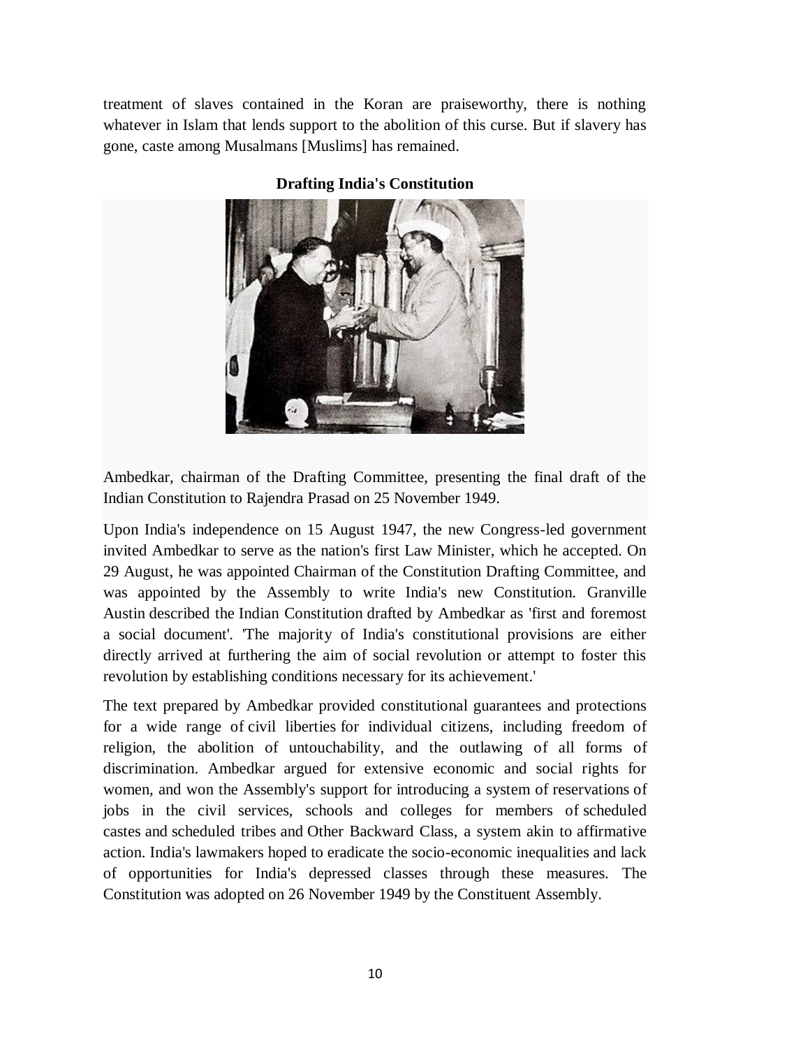treatment of slaves contained in the Koran are praiseworthy, there is nothing whatever in Islam that lends support to the abolition of this curse. But if slavery has gone, caste among Musalmans [Muslims] has remained.

**Drafting India's Constitution**

Ambedkar, chairman of the Drafting Committee, presenting the final draft of the Indian Constitution to Rajendra Prasad on 25 November 1949.

Upon India's independence on 15 August 1947, the new Congress-led government invited Ambedkar to serve as the nation's first Law Minister, which he accepted. On 29 August, he was appointed Chairman of the Constitution Drafting Committee, and was appointed by the Assembly to write India's new Constitution. Granville Austin described the Indian Constitution drafted by Ambedkar as 'first and foremost a social document'. 'The majority of India's constitutional provisions are either directly arrived at furthering the aim of social revolution or attempt to foster this revolution by establishing conditions necessary for its achievement.'

The text prepared by Ambedkar provided constitutional guarantees and protections for a wide range of civil liberties for individual citizens, including freedom of religion, the abolition of untouchability, and the outlawing of all forms of discrimination. Ambedkar argued for extensive economic and social rights for women, and won the Assembly's support for introducing a system of reservations of jobs in the civil services, schools and colleges for members of scheduled castes and scheduled tribes and Other Backward Class, a system akin to affirmative action. India's lawmakers hoped to eradicate the socio-economic inequalities and lack of opportunities for India's depressed classes through these measures. The Constitution was adopted on 26 November 1949 by the Constituent Assembly.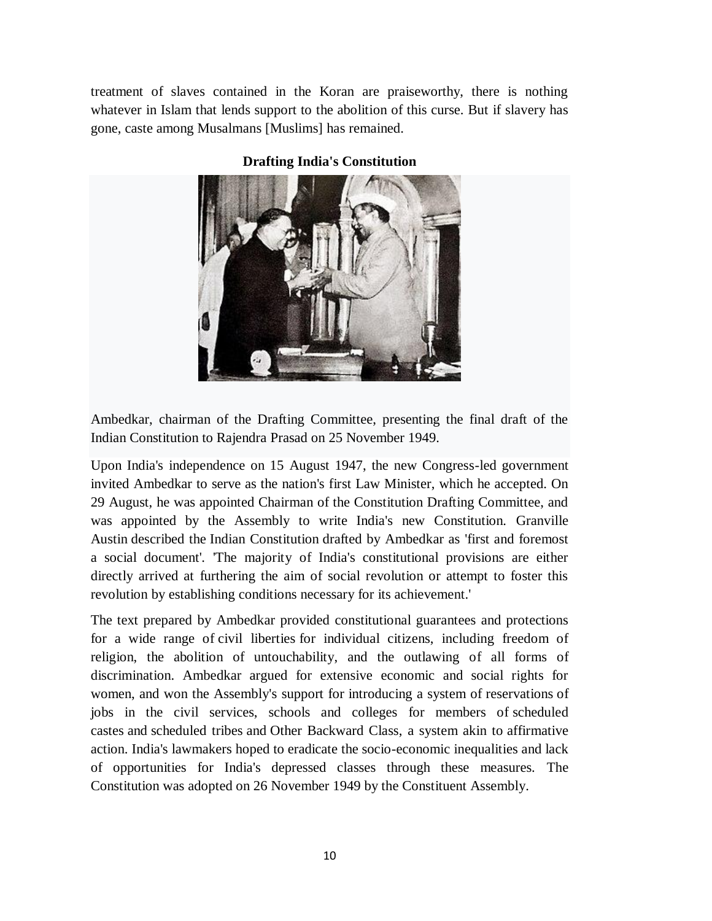treatment of slaves contained in the Koran are praiseworthy, there is nothing whatever in Islam that lends support to the abolition of this curse. But if slavery has gone, caste among Musalmans [Muslims] has remained.

**Drafting India's Constitution**

Ambedkar, chairman of the Drafting Committee, presenting the final draft of the Indian Constitution to Rajendra Prasad on 25 November 1949.

Upon India's independence on 15 August 1947, the new Congress-led government invited Ambedkar to serve as the nation's first Law Minister, which he accepted. On 29 August, he was appointed Chairman of the Constitution Drafting Committee, and was appointed by the Assembly to write India's new Constitution. Granville Austin described the Indian Constitution drafted by Ambedkar as 'first and foremost a social document'. 'The majority of India's constitutional provisions are either directly arrived at furthering the aim of social revolution or attempt to foster this revolution by establishing conditions necessary for its achievement.'

The text prepared by Ambedkar provided constitutional guarantees and protections for a wide range of civil liberties for individual citizens, including freedom of religion, the abolition of untouchability, and the outlawing of all forms of discrimination. Ambedkar argued for extensive economic and social rights for women, and won the Assembly's support for introducing a system of reservations of jobs in the civil services, schools and colleges for members of scheduled castes and scheduled tribes and Other Backward Class, a system akin to affirmative action. India's lawmakers hoped to eradicate the socio-economic inequalities and lack of opportunities for India's depressed classes through these measures. The Constitution was adopted on 26 November 1949 by the Constituent Assembly.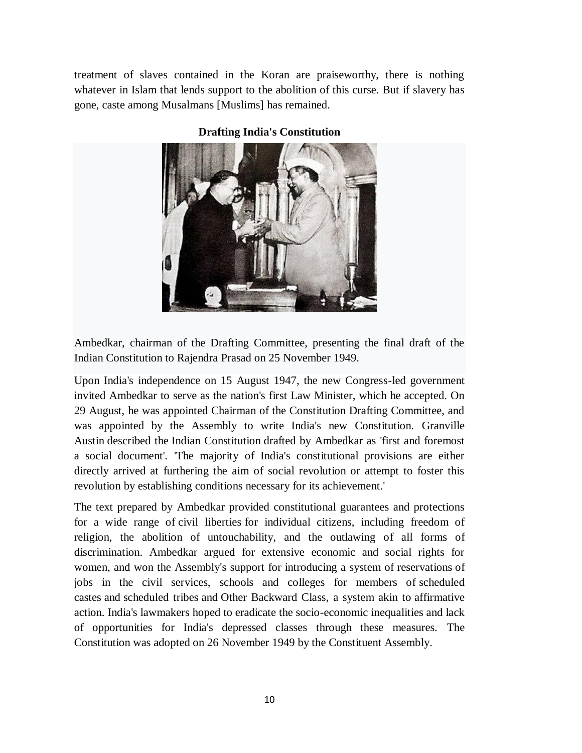treatment of slaves contained in the Koran are praiseworthy, there is nothing whatever in Islam that lends support to the abolition of this curse. But if slavery has gone, caste among Musalmans [Muslims] has remained.

**Drafting India's Constitution**

Ambedkar, chairman of the Drafting Committee, presenting the final draft of the Indian Constitution to Rajendra Prasad on 25 November 1949.

Upon India's independence on 15 August 1947, the new Congress-led government invited Ambedkar to serve as the nation's first Law Minister, which he accepted. On 29 August, he was appointed Chairman of the Constitution Drafting Committee, and was appointed by the Assembly to write India's new Constitution. Granville Austin described the Indian Constitution drafted by Ambedkar as 'first and foremost a social document'. 'The majority of India's constitutional provisions are either directly arrived at furthering the aim of social revolution or attempt to foster this revolution by establishing conditions necessary for its achievement.'

The text prepared by Ambedkar provided constitutional guarantees and protections for a wide range of civil liberties for individual citizens, including freedom of religion, the abolition of untouchability, and the outlawing of all forms of discrimination. Ambedkar argued for extensive economic and social rights for women, and won the Assembly's support for introducing a system of reservations of jobs in the civil services, schools and colleges for members of scheduled castes and scheduled tribes and Other Backward Class, a system akin to affirmative action. India's lawmakers hoped to eradicate the socio-economic inequalities and lack of opportunities for India's depressed classes through these measures. The Constitution was adopted on 26 November 1949 by the Constituent Assembly.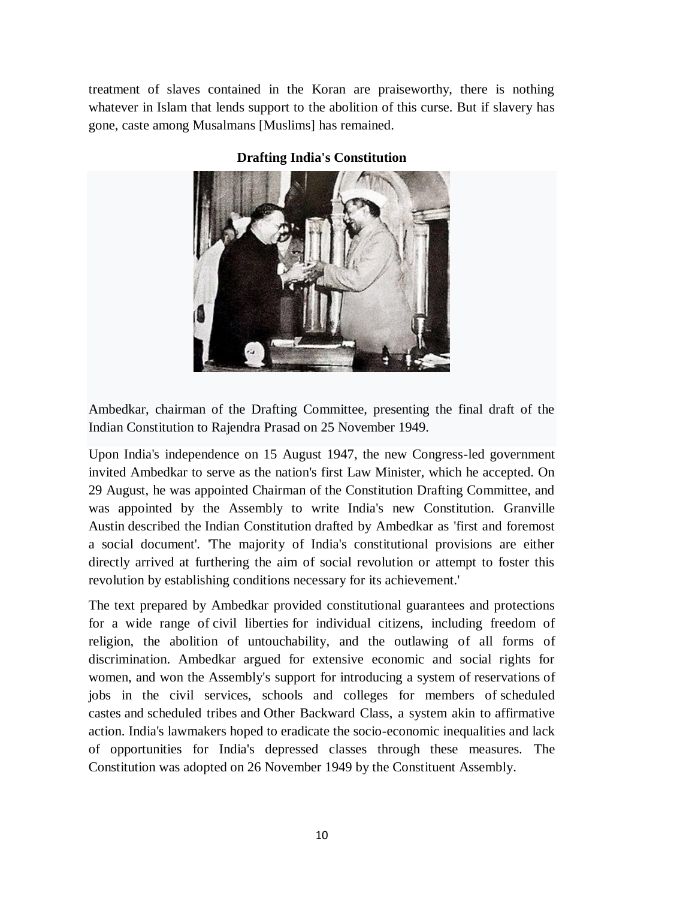treatment of slaves contained in the Koran are praiseworthy, there is nothing whatever in Islam that lends support to the abolition of this curse. But if slavery has gone, caste among Musalmans [Muslims] has remained.

**Drafting India's Constitution**

Ambedkar, chairman of the Drafting Committee, presenting the final draft of the Indian Constitution to Rajendra Prasad on 25 November 1949.

Upon India's independence on 15 August 1947, the new Congress-led government invited Ambedkar to serve as the nation's first Law Minister, which he accepted. On 29 August, he was appointed Chairman of the Constitution Drafting Committee, and was appointed by the Assembly to write India's new Constitution. Granville Austin described the Indian Constitution drafted by Ambedkar as 'first and foremost a social document'. 'The majority of India's constitutional provisions are either directly arrived at furthering the aim of social revolution or attempt to foster this revolution by establishing conditions necessary for its achievement.'

The text prepared by Ambedkar provided constitutional guarantees and protections for a wide range of civil liberties for individual citizens, including freedom of religion, the abolition of untouchability, and the outlawing of all forms of discrimination. Ambedkar argued for extensive economic and social rights for women, and won the Assembly's support for introducing a system of reservations of jobs in the civil services, schools and colleges for members of scheduled castes and scheduled tribes and Other Backward Class, a system akin to affirmative action. India's lawmakers hoped to eradicate the socio-economic inequalities and lack of opportunities for India's depressed classes through these measures. The Constitution was adopted on 26 November 1949 by the Constituent Assembly.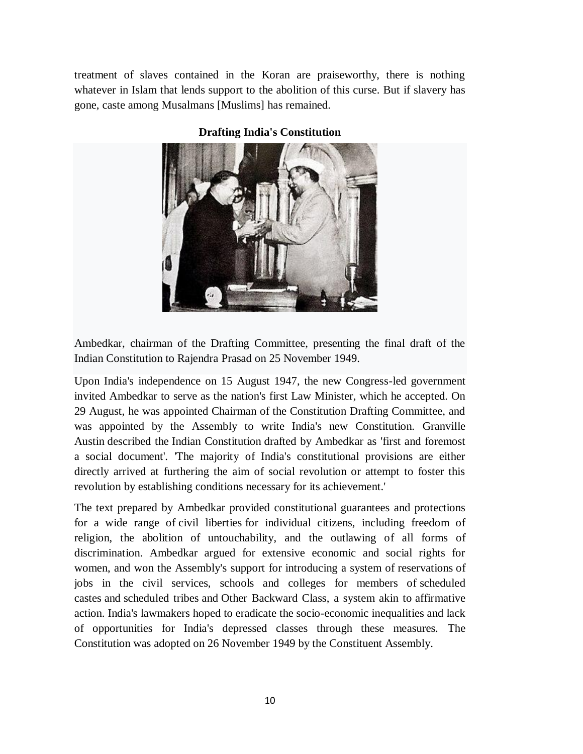treatment of slaves contained in the Koran are praiseworthy, there is nothing whatever in Islam that lends support to the abolition of this curse. But if slavery has gone, caste among Musalmans [Muslims] has remained.

**Drafting India's Constitution**

Ambedkar, chairman of the Drafting Committee, presenting the final draft of the Indian Constitution to Rajendra Prasad on 25 November 1949.

Upon India's independence on 15 August 1947, the new Congress-led government invited Ambedkar to serve as the nation's first Law Minister, which he accepted. On 29 August, he was appointed Chairman of the Constitution Drafting Committee, and was appointed by the Assembly to write India's new Constitution. Granville Austin described the Indian Constitution drafted by Ambedkar as 'first and foremost a social document'. 'The majority of India's constitutional provisions are either directly arrived at furthering the aim of social revolution or attempt to foster this revolution by establishing conditions necessary for its achievement.'

The text prepared by Ambedkar provided constitutional guarantees and protections for a wide range of civil liberties for individual citizens, including freedom of religion, the abolition of untouchability, and the outlawing of all forms of discrimination. Ambedkar argued for extensive economic and social rights for women, and won the Assembly's support for introducing a system of reservations of jobs in the civil services, schools and colleges for members of scheduled castes and scheduled tribes and Other Backward Class, a system akin to affirmative action. India's lawmakers hoped to eradicate the socio-economic inequalities and lack of opportunities for India's depressed classes through these measures. The Constitution was adopted on 26 November 1949 by the Constituent Assembly.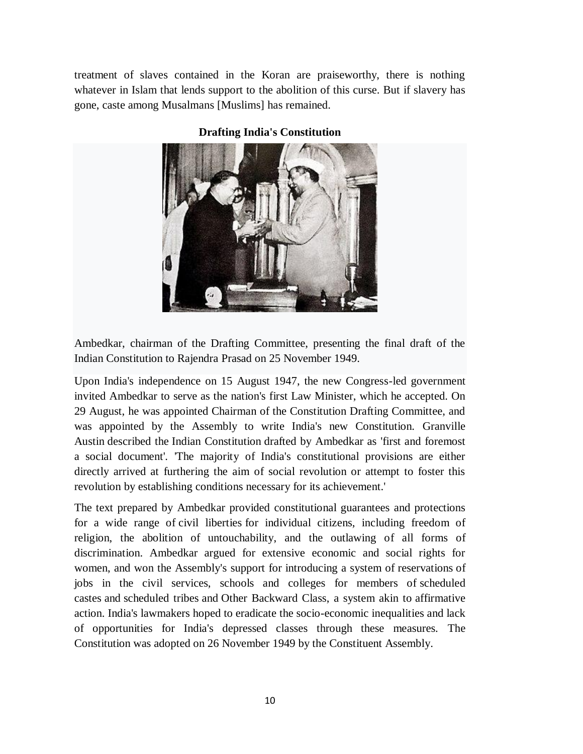treatment of slaves contained in the Koran are praiseworthy, there is nothing whatever in Islam that lends support to the abolition of this curse. But if slavery has gone, caste among Musalmans [Muslims] has remained.

**Drafting India's Constitution**

Ambedkar, chairman of the Drafting Committee, presenting the final draft of the Indian Constitution to Rajendra Prasad on 25 November 1949.

Upon India's independence on 15 August 1947, the new Congress-led government invited Ambedkar to serve as the nation's first Law Minister, which he accepted. On 29 August, he was appointed Chairman of the Constitution Drafting Committee, and was appointed by the Assembly to write India's new Constitution. Granville Austin described the Indian Constitution drafted by Ambedkar as 'first and foremost a social document'. 'The majority of India's constitutional provisions are either directly arrived at furthering the aim of social revolution or attempt to foster this revolution by establishing conditions necessary for its achievement.'

The text prepared by Ambedkar provided constitutional guarantees and protections for a wide range of civil liberties for individual citizens, including freedom of religion, the abolition of untouchability, and the outlawing of all forms of discrimination. Ambedkar argued for extensive economic and social rights for women, and won the Assembly's support for introducing a system of reservations of jobs in the civil services, schools and colleges for members of scheduled castes and scheduled tribes and Other Backward Class, a system akin to affirmative action. India's lawmakers hoped to eradicate the socio-economic inequalities and lack of opportunities for India's depressed classes through these measures. The Constitution was adopted on 26 November 1949 by the Constituent Assembly.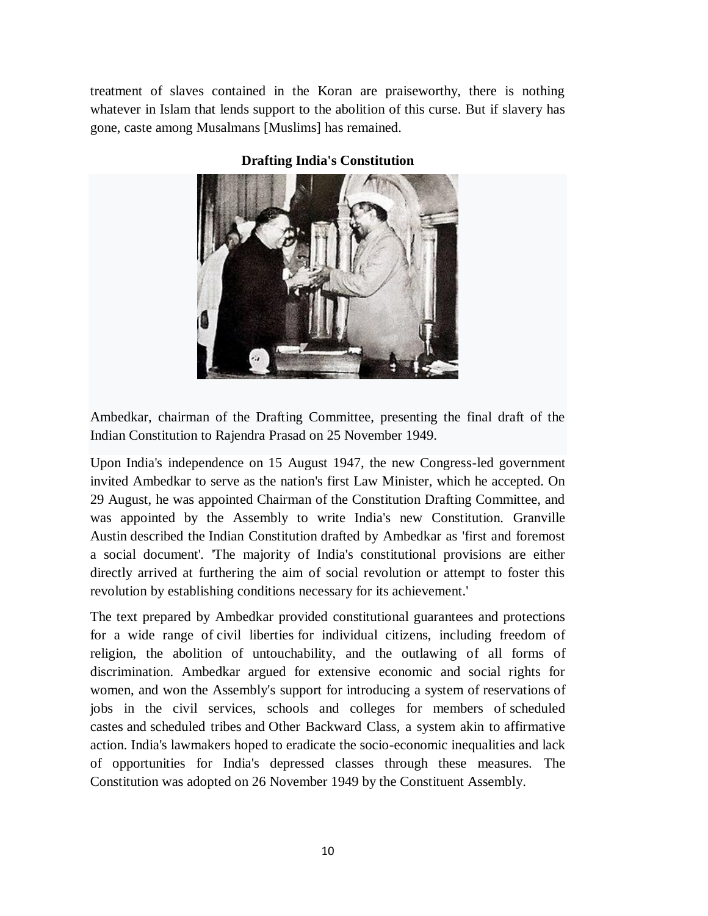treatment of slaves contained in the Koran are praiseworthy, there is nothing whatever in Islam that lends support to the abolition of this curse. But if slavery has gone, caste among Musalmans [Muslims] has remained.

**Drafting India's Constitution**

Ambedkar, chairman of the Drafting Committee, presenting the final draft of the Indian Constitution to Rajendra Prasad on 25 November 1949.

Upon India's independence on 15 August 1947, the new Congress-led government invited Ambedkar to serve as the nation's first Law Minister, which he accepted. On 29 August, he was appointed Chairman of the Constitution Drafting Committee, and was appointed by the Assembly to write India's new Constitution. Granville Austin described the Indian Constitution drafted by Ambedkar as 'first and foremost a social document'. 'The majority of India's constitutional provisions are either directly arrived at furthering the aim of social revolution or attempt to foster this revolution by establishing conditions necessary for its achievement.'

The text prepared by Ambedkar provided constitutional guarantees and protections for a wide range of civil liberties for individual citizens, including freedom of religion, the abolition of untouchability, and the outlawing of all forms of discrimination. Ambedkar argued for extensive economic and social rights for women, and won the Assembly's support for introducing a system of reservations of jobs in the civil services, schools and colleges for members of scheduled castes and scheduled tribes and Other Backward Class, a system akin to affirmative action. India's lawmakers hoped to eradicate the socio-economic inequalities and lack of opportunities for India's depressed classes through these measures. The Constitution was adopted on 26 November 1949 by the Constituent Assembly.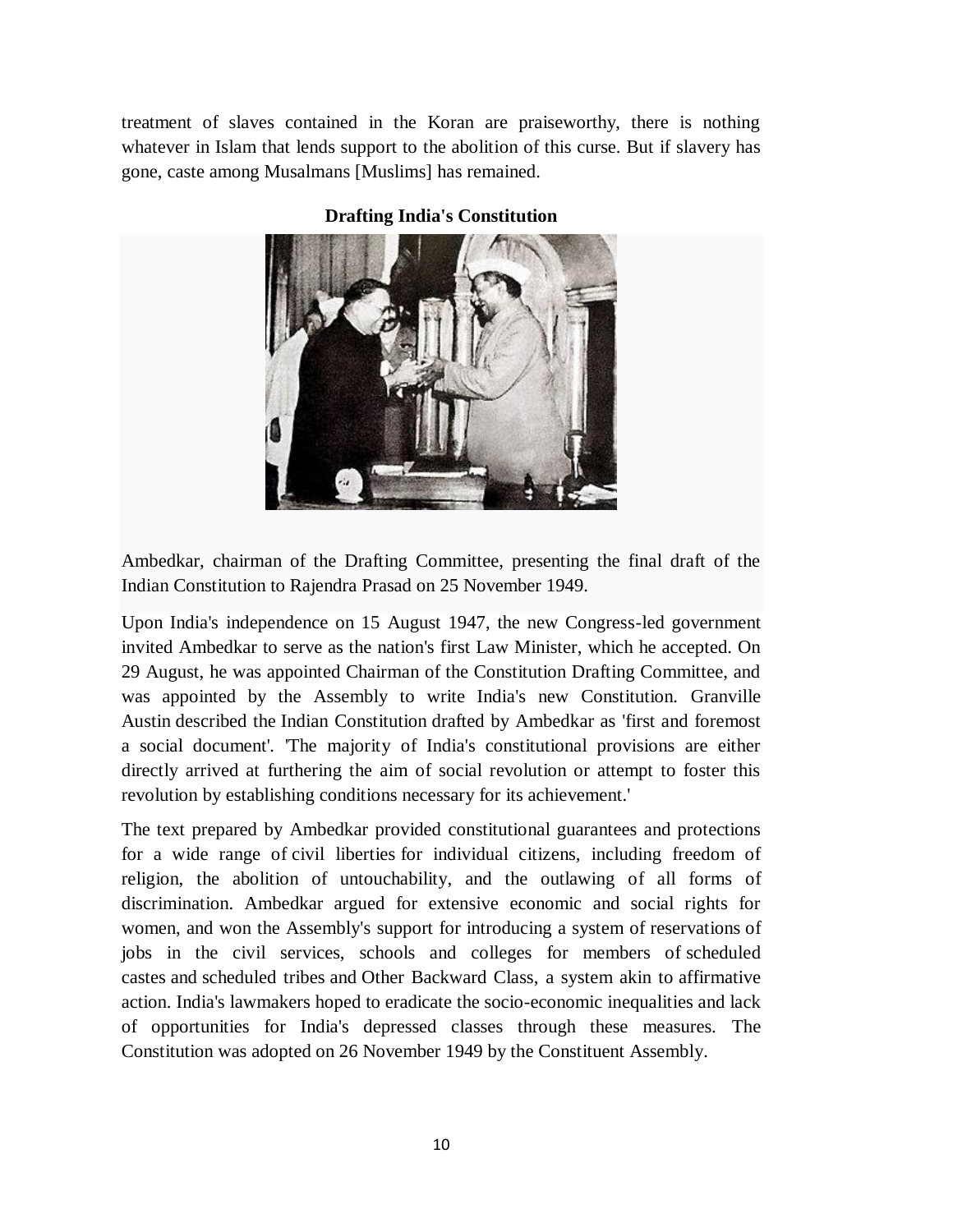treatment of slaves contained in the Koran are praiseworthy, there is nothing whatever in Islam that lends support to the abolition of this curse. But if slavery has gone, caste among Musalmans [Muslims] has remained.

**Drafting India's Constitution**

Ambedkar, chairman of the Drafting Committee, presenting the final draft of the Indian Constitution to Rajendra Prasad on 25 November 1949.

Upon India's independence on 15 August 1947, the new Congress-led government invited Ambedkar to serve as the nation's first Law Minister, which he accepted. On 29 August, he was appointed Chairman of the Constitution Drafting Committee, and was appointed by the Assembly to write India's new Constitution. Granville Austin described the Indian Constitution drafted by Ambedkar as 'first and foremost a social document'. 'The majority of India's constitutional provisions are either directly arrived at furthering the aim of social revolution or attempt to foster this revolution by establishing conditions necessary for its achievement.'

The text prepared by Ambedkar provided constitutional guarantees and protections for a wide range of civil liberties for individual citizens, including freedom of religion, the abolition of untouchability, and the outlawing of all forms of discrimination. Ambedkar argued for extensive economic and social rights for women, and won the Assembly's support for introducing a system of reservations of jobs in the civil services, schools and colleges for members of scheduled castes and scheduled tribes and Other Backward Class, a system akin to affirmative action. India's lawmakers hoped to eradicate the socio-economic inequalities and lack of opportunities for India's depressed classes through these measures. The Constitution was adopted on 26 November 1949 by the Constituent Assembly.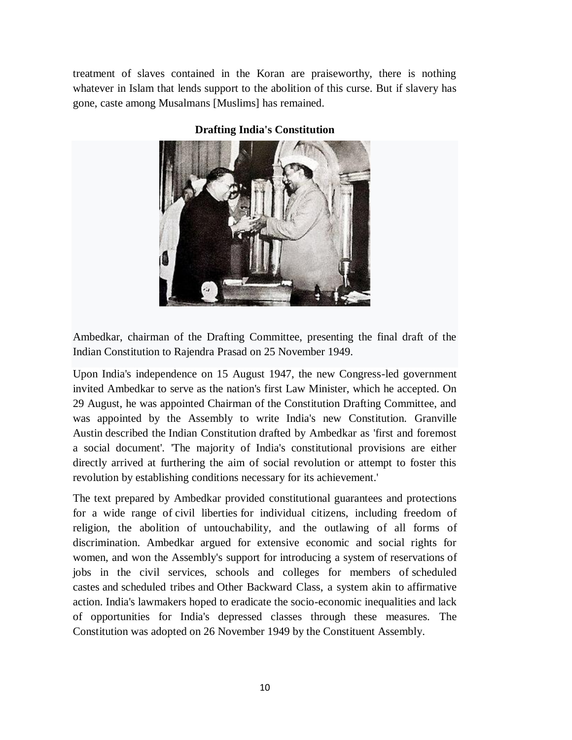treatment of slaves contained in the Koran are praiseworthy, there is nothing whatever in Islam that lends support to the abolition of this curse. But if slavery has gone, caste among Musalmans [Muslims] has remained.

**Drafting India's Constitution**

Ambedkar, chairman of the Drafting Committee, presenting the final draft of the Indian Constitution to Rajendra Prasad on 25 November 1949.

Upon India's independence on 15 August 1947, the new Congress-led government invited Ambedkar to serve as the nation's first Law Minister, which he accepted. On 29 August, he was appointed Chairman of the Constitution Drafting Committee, and was appointed by the Assembly to write India's new Constitution. Granville Austin described the Indian Constitution drafted by Ambedkar as 'first and foremost a social document'. 'The majority of India's constitutional provisions are either directly arrived at furthering the aim of social revolution or attempt to foster this revolution by establishing conditions necessary for its achievement.'

The text prepared by Ambedkar provided constitutional guarantees and protections for a wide range of civil liberties for individual citizens, including freedom of religion, the abolition of untouchability, and the outlawing of all forms of discrimination. Ambedkar argued for extensive economic and social rights for women, and won the Assembly's support for introducing a system of reservations of jobs in the civil services, schools and colleges for members of scheduled castes and scheduled tribes and Other Backward Class, a system akin to affirmative action. India's lawmakers hoped to eradicate the socio-economic inequalities and lack of opportunities for India's depressed classes through these measures. The Constitution was adopted on 26 November 1949 by the Constituent Assembly.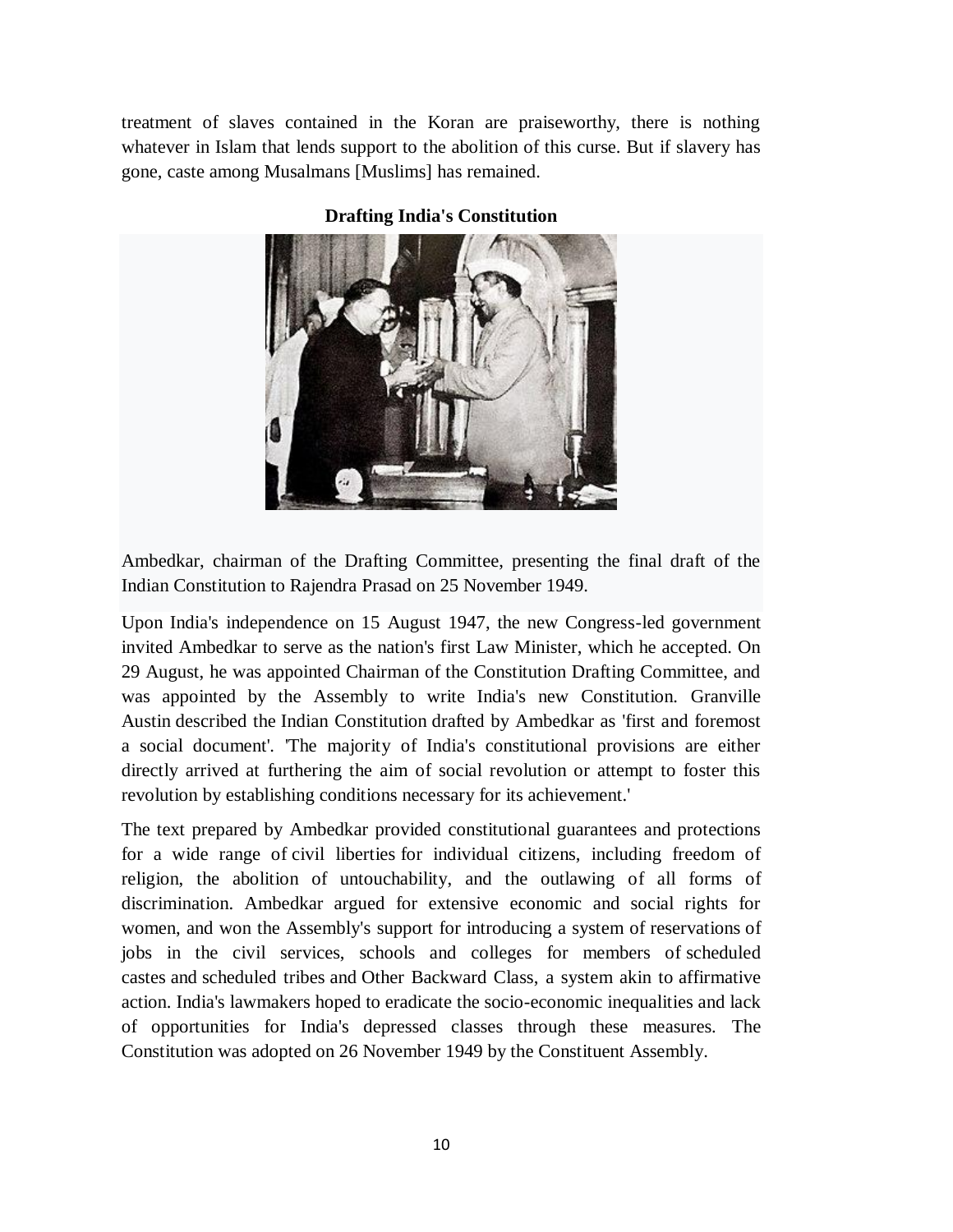treatment of slaves contained in the Koran are praiseworthy, there is nothing whatever in Islam that lends support to the abolition of this curse. But if slavery has gone, caste among Musalmans [Muslims] has remained.

**Drafting India's Constitution**

Ambedkar, chairman of the Drafting Committee, presenting the final draft of the Indian Constitution to Rajendra Prasad on 25 November 1949.

Upon India's independence on 15 August 1947, the new Congress-led government invited Ambedkar to serve as the nation's first Law Minister, which he accepted. On 29 August, he was appointed Chairman of the Constitution Drafting Committee, and was appointed by the Assembly to write India's new Constitution. Granville Austin described the Indian Constitution drafted by Ambedkar as 'first and foremost a social document'. 'The majority of India's constitutional provisions are either directly arrived at furthering the aim of social revolution or attempt to foster this revolution by establishing conditions necessary for its achievement.'

The text prepared by Ambedkar provided constitutional guarantees and protections for a wide range of civil liberties for individual citizens, including freedom of religion, the abolition of untouchability, and the outlawing of all forms of discrimination. Ambedkar argued for extensive economic and social rights for women, and won the Assembly's support for introducing a system of reservations of jobs in the civil services, schools and colleges for members of scheduled castes and scheduled tribes and Other Backward Class, a system akin to affirmative action. India's lawmakers hoped to eradicate the socio-economic inequalities and lack of opportunities for India's depressed classes through these measures. The Constitution was adopted on 26 November 1949 by the Constituent Assembly.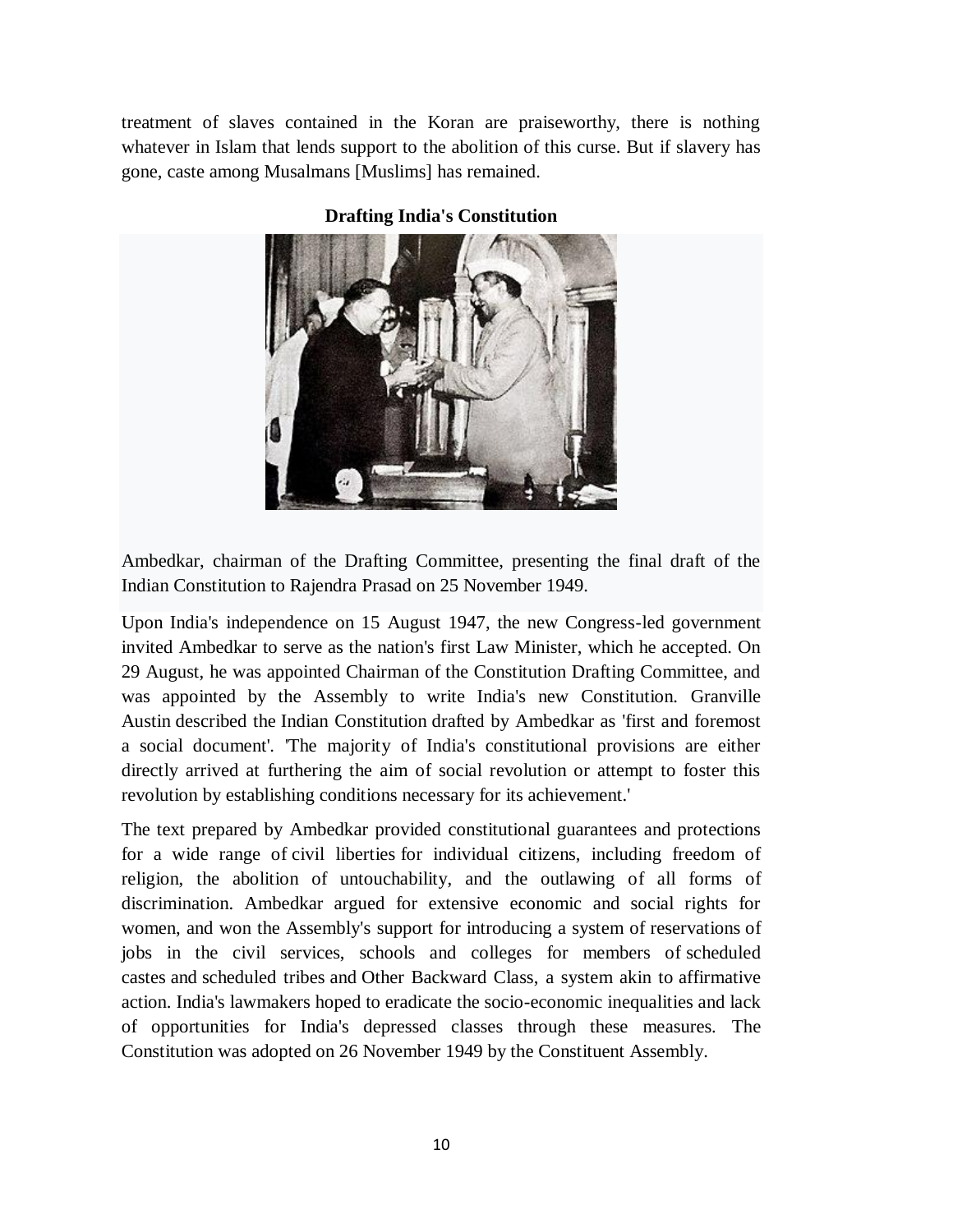treatment of slaves contained in the Koran are praiseworthy, there is nothing whatever in Islam that lends support to the abolition of this curse. But if slavery has gone, caste among Musalmans [Muslims] has remained.

**Drafting India's Constitution**

Ambedkar, chairman of the Drafting Committee, presenting the final draft of the Indian Constitution to Rajendra Prasad on 25 November 1949.

Upon India's independence on 15 August 1947, the new Congress-led government invited Ambedkar to serve as the nation's first Law Minister, which he accepted. On 29 August, he was appointed Chairman of the Constitution Drafting Committee, and was appointed by the Assembly to write India's new Constitution. Granville Austin described the Indian Constitution drafted by Ambedkar as 'first and foremost a social document'. 'The majority of India's constitutional provisions are either directly arrived at furthering the aim of social revolution or attempt to foster this revolution by establishing conditions necessary for its achievement.'

The text prepared by Ambedkar provided constitutional guarantees and protections for a wide range of civil liberties for individual citizens, including freedom of religion, the abolition of untouchability, and the outlawing of all forms of discrimination. Ambedkar argued for extensive economic and social rights for women, and won the Assembly's support for introducing a system of reservations of jobs in the civil services, schools and colleges for members of scheduled castes and scheduled tribes and Other Backward Class, a system akin to affirmative action. India's lawmakers hoped to eradicate the socio-economic inequalities and lack of opportunities for India's depressed classes through these measures. The Constitution was adopted on 26 November 1949 by the Constituent Assembly.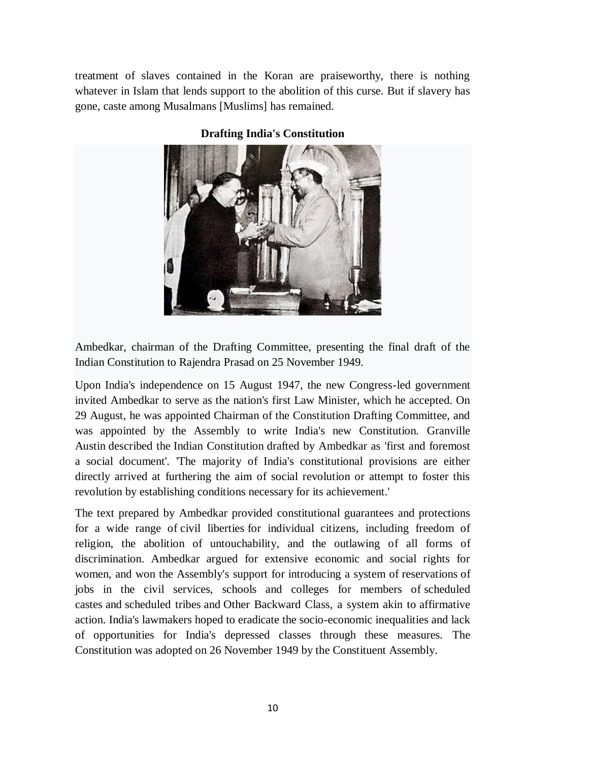treatment of slaves contained in the Koran are praiseworthy, there is nothing whatever in Islam that lends support to the abolition of this curse. But if slavery has gone, caste among Musalmans [Muslims] has remained.

**Drafting India's Constitution**

Ambedkar, chairman of the Drafting Committee, presenting the final draft of the Indian Constitution to Rajendra Prasad on 25 November 1949.

Upon India's independence on 15 August 1947, the new Congress-led government invited Ambedkar to serve as the nation's first Law Minister, which he accepted. On 29 August, he was appointed Chairman of the Constitution Drafting Committee, and was appointed by the Assembly to write India's new Constitution. Granville Austin described the Indian Constitution drafted by Ambedkar as 'first and foremost a social document'. 'The majority of India's constitutional provisions are either directly arrived at furthering the aim of social revolution or attempt to foster this revolution by establishing conditions necessary for its achievement.'

The text prepared by Ambedkar provided constitutional guarantees and protections for a wide range of civil liberties for individual citizens, including freedom of religion, the abolition of untouchability, and the outlawing of all forms of discrimination. Ambedkar argued for extensive economic and social rights for women, and won the Assembly's support for introducing a system of reservations of jobs in the civil services, schools and colleges for members of scheduled castes and scheduled tribes and Other Backward Class, a system akin to affirmative action. India's lawmakers hoped to eradicate the socio-economic inequalities and lack of opportunities for India's depressed classes through these measures. The Constitution was adopted on 26 November 1949 by the Constituent Assembly.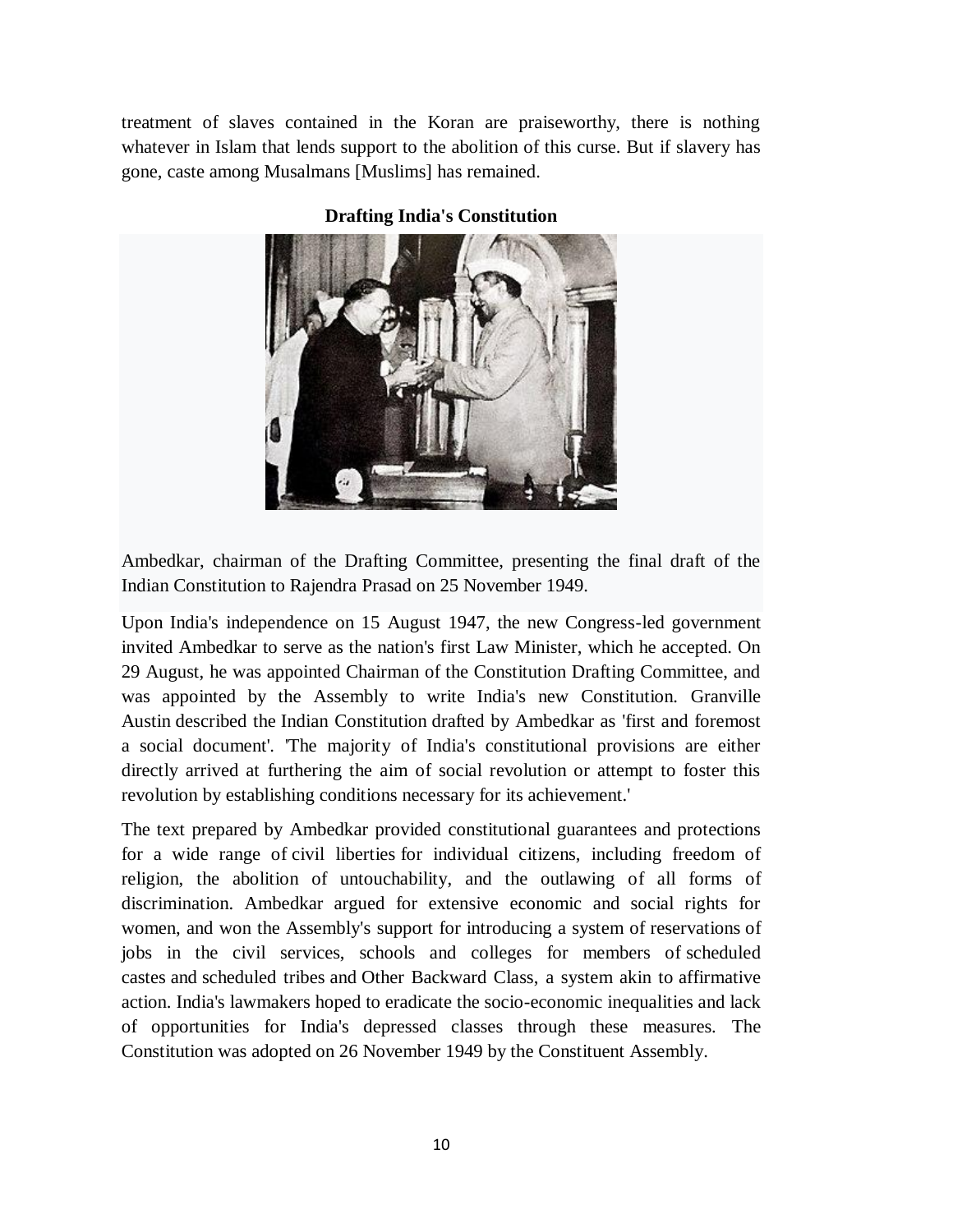treatment of slaves contained in the Koran are praiseworthy, there is nothing whatever in Islam that lends support to the abolition of this curse. But if slavery has gone, caste among Musalmans [Muslims] has remained.

**Drafting India's Constitution**

Ambedkar, chairman of the Drafting Committee, presenting the final draft of the Indian Constitution to Rajendra Prasad on 25 November 1949.

Upon India's independence on 15 August 1947, the new Congress-led government invited Ambedkar to serve as the nation's first Law Minister, which he accepted. On 29 August, he was appointed Chairman of the Constitution Drafting Committee, and was appointed by the Assembly to write India's new Constitution. Granville Austin described the Indian Constitution drafted by Ambedkar as 'first and foremost a social document'. 'The majority of India's constitutional provisions are either directly arrived at furthering the aim of social revolution or attempt to foster this revolution by establishing conditions necessary for its achievement.'

The text prepared by Ambedkar provided constitutional guarantees and protections for a wide range of civil liberties for individual citizens, including freedom of religion, the abolition of untouchability, and the outlawing of all forms of discrimination. Ambedkar argued for extensive economic and social rights for women, and won the Assembly's support for introducing a system of reservations of jobs in the civil services, schools and colleges for members of scheduled castes and scheduled tribes and Other Backward Class, a system akin to affirmative action. India's lawmakers hoped to eradicate the socio-economic inequalities and lack of opportunities for India's depressed classes through these measures. The Constitution was adopted on 26 November 1949 by the Constituent Assembly.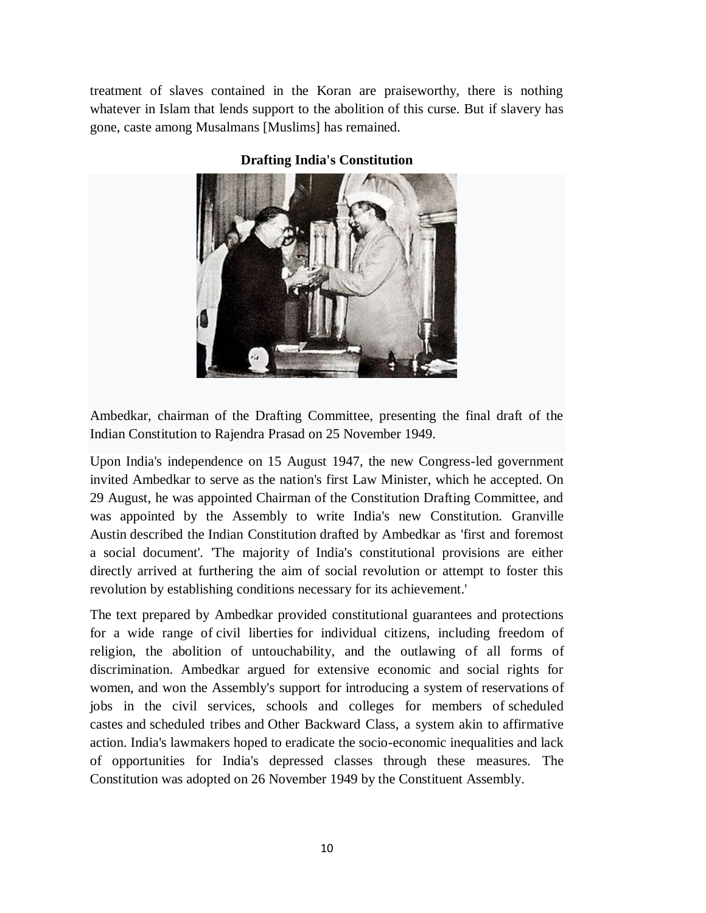treatment of slaves contained in the Koran are praiseworthy, there is nothing whatever in Islam that lends support to the abolition of this curse. But if slavery has gone, caste among Musalmans [Muslims] has remained.

**Drafting India's Constitution**

Ambedkar, chairman of the Drafting Committee, presenting the final draft of the Indian Constitution to Rajendra Prasad on 25 November 1949.

Upon India's independence on 15 August 1947, the new Congress-led government invited Ambedkar to serve as the nation's first Law Minister, which he accepted. On 29 August, he was appointed Chairman of the Constitution Drafting Committee, and was appointed by the Assembly to write India's new Constitution. Granville Austin described the Indian Constitution drafted by Ambedkar as 'first and foremost a social document'. 'The majority of India's constitutional provisions are either directly arrived at furthering the aim of social revolution or attempt to foster this revolution by establishing conditions necessary for its achievement.'

The text prepared by Ambedkar provided constitutional guarantees and protections for a wide range of civil liberties for individual citizens, including freedom of religion, the abolition of untouchability, and the outlawing of all forms of discrimination. Ambedkar argued for extensive economic and social rights for women, and won the Assembly's support for introducing a system of reservations of jobs in the civil services, schools and colleges for members of scheduled castes and scheduled tribes and Other Backward Class, a system akin to affirmative action. India's lawmakers hoped to eradicate the socio-economic inequalities and lack of opportunities for India's depressed classes through these measures. The Constitution was adopted on 26 November 1949 by the Constituent Assembly.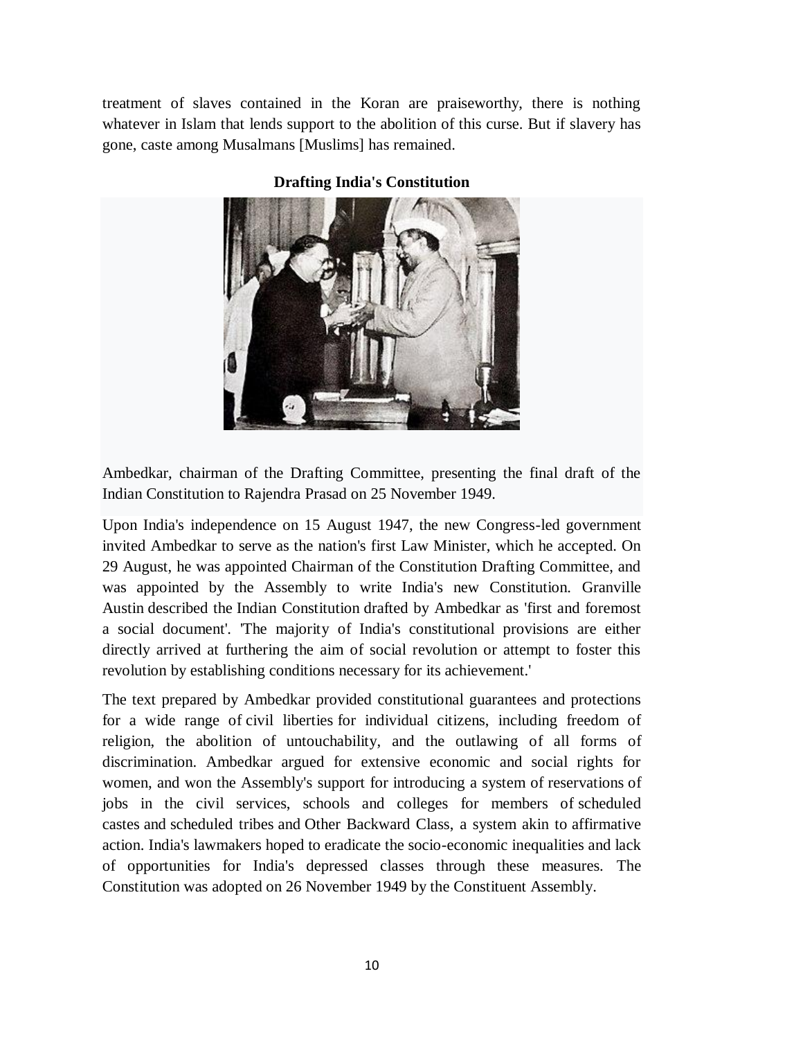treatment of slaves contained in the Koran are praiseworthy, there is nothing whatever in Islam that lends support to the abolition of this curse. But if slavery has gone, caste among Musalmans [Muslims] has remained.

**Drafting India's Constitution**

Ambedkar, chairman of the Drafting Committee, presenting the final draft of the Indian Constitution to Rajendra Prasad on 25 November 1949.

Upon India's independence on 15 August 1947, the new Congress-led government invited Ambedkar to serve as the nation's first Law Minister, which he accepted. On 29 August, he was appointed Chairman of the Constitution Drafting Committee, and was appointed by the Assembly to write India's new Constitution. Granville Austin described the Indian Constitution drafted by Ambedkar as 'first and foremost a social document'. 'The majority of India's constitutional provisions are either directly arrived at furthering the aim of social revolution or attempt to foster this revolution by establishing conditions necessary for its achievement.'

The text prepared by Ambedkar provided constitutional guarantees and protections for a wide range of civil liberties for individual citizens, including freedom of religion, the abolition of untouchability, and the outlawing of all forms of discrimination. Ambedkar argued for extensive economic and social rights for women, and won the Assembly's support for introducing a system of reservations of jobs in the civil services, schools and colleges for members of scheduled castes and scheduled tribes and Other Backward Class, a system akin to affirmative action. India's lawmakers hoped to eradicate the socio-economic inequalities and lack of opportunities for India's depressed classes through these measures. The Constitution was adopted on 26 November 1949 by the Constituent Assembly.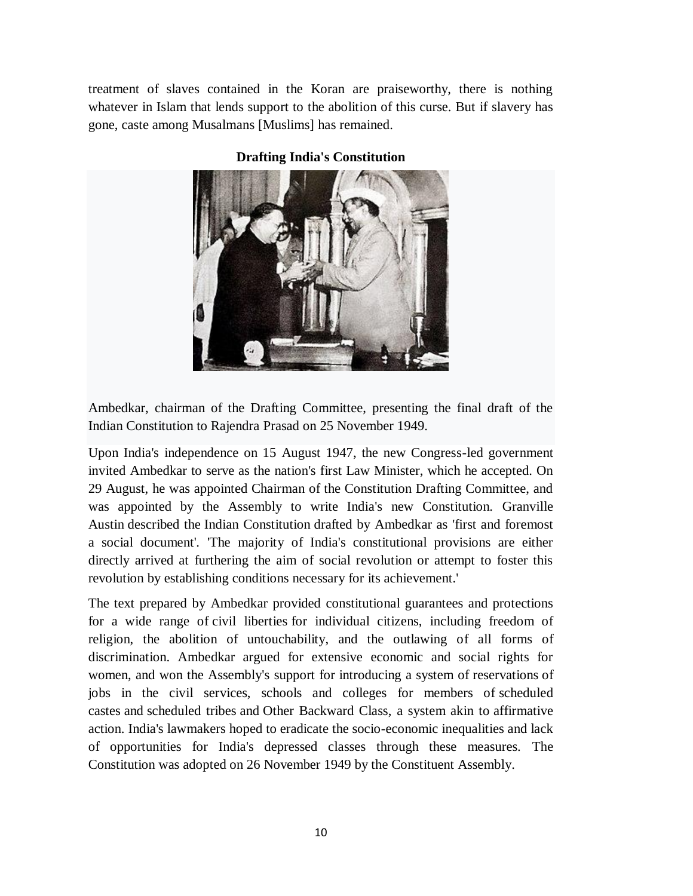treatment of slaves contained in the Koran are praiseworthy, there is nothing whatever in Islam that lends support to the abolition of this curse. But if slavery has gone, caste among Musalmans [Muslims] has remained.

**Drafting India's Constitution**

Ambedkar, chairman of the Drafting Committee, presenting the final draft of the Indian Constitution to Rajendra Prasad on 25 November 1949.

Upon India's independence on 15 August 1947, the new Congress-led government invited Ambedkar to serve as the nation's first Law Minister, which he accepted. On 29 August, he was appointed Chairman of the Constitution Drafting Committee, and was appointed by the Assembly to write India's new Constitution. Granville Austin described the Indian Constitution drafted by Ambedkar as 'first and foremost a social document'. 'The majority of India's constitutional provisions are either directly arrived at furthering the aim of social revolution or attempt to foster this revolution by establishing conditions necessary for its achievement.'

The text prepared by Ambedkar provided constitutional guarantees and protections for a wide range of civil liberties for individual citizens, including freedom of religion, the abolition of untouchability, and the outlawing of all forms of discrimination. Ambedkar argued for extensive economic and social rights for women, and won the Assembly's support for introducing a system of reservations of jobs in the civil services, schools and colleges for members of scheduled castes and scheduled tribes and Other Backward Class, a system akin to affirmative action. India's lawmakers hoped to eradicate the socio-economic inequalities and lack of opportunities for India's depressed classes through these measures. The Constitution was adopted on 26 November 1949 by the Constituent Assembly.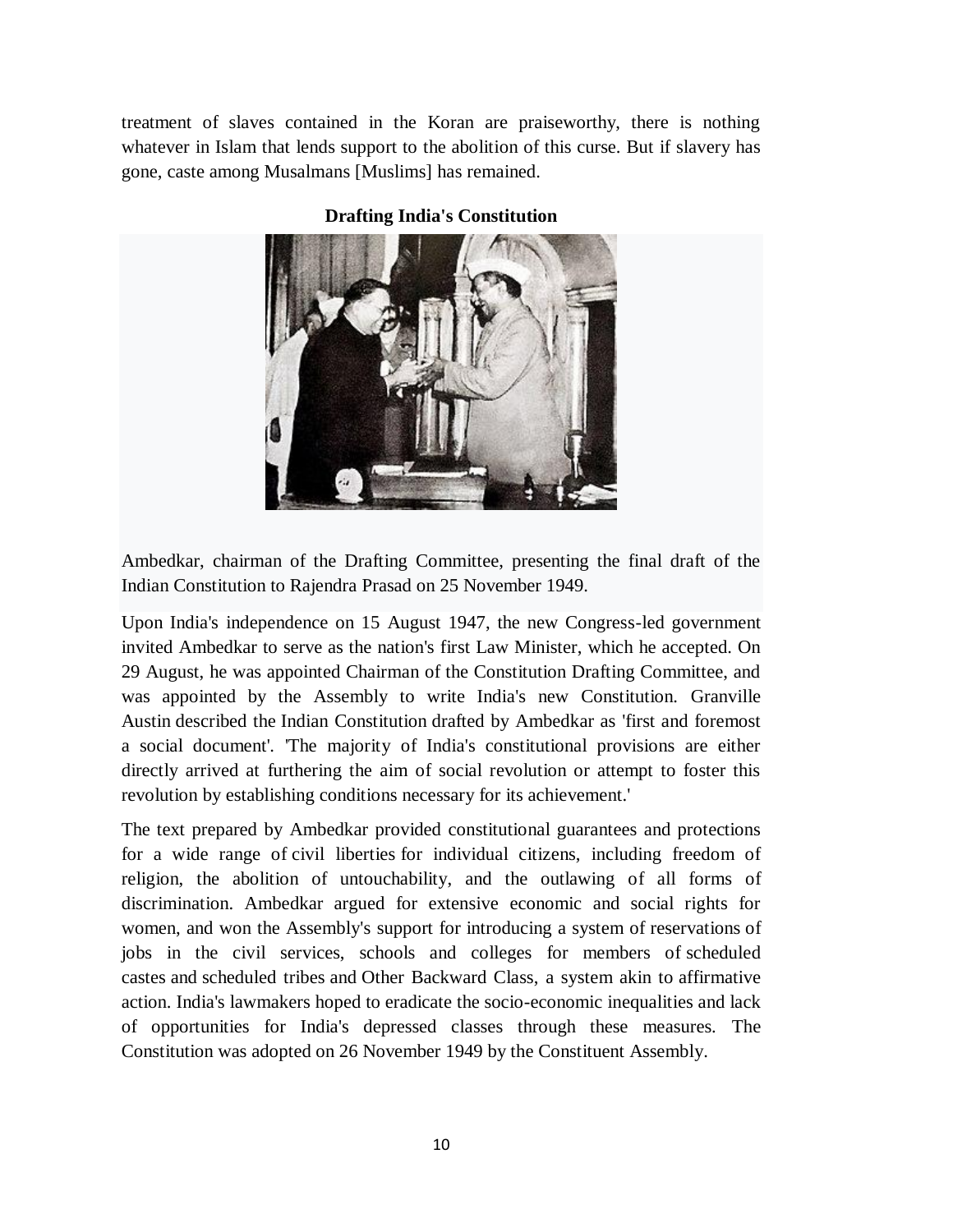treatment of slaves contained in the Koran are praiseworthy, there is nothing whatever in Islam that lends support to the abolition of this curse. But if slavery has gone, caste among Musalmans [Muslims] has remained.

**Drafting India's Constitution**

Ambedkar, chairman of the Drafting Committee, presenting the final draft of the Indian Constitution to Rajendra Prasad on 25 November 1949.

Upon India's independence on 15 August 1947, the new Congress-led government invited Ambedkar to serve as the nation's first Law Minister, which he accepted. On 29 August, he was appointed Chairman of the Constitution Drafting Committee, and was appointed by the Assembly to write India's new Constitution. Granville Austin described the Indian Constitution drafted by Ambedkar as 'first and foremost a social document'. 'The majority of India's constitutional provisions are either directly arrived at furthering the aim of social revolution or attempt to foster this revolution by establishing conditions necessary for its achievement.'

The text prepared by Ambedkar provided constitutional guarantees and protections for a wide range of civil liberties for individual citizens, including freedom of religion, the abolition of untouchability, and the outlawing of all forms of discrimination. Ambedkar argued for extensive economic and social rights for women, and won the Assembly's support for introducing a system of reservations of jobs in the civil services, schools and colleges for members of scheduled castes and scheduled tribes and Other Backward Class, a system akin to affirmative action. India's lawmakers hoped to eradicate the socio-economic inequalities and lack of opportunities for India's depressed classes through these measures. The Constitution was adopted on 26 November 1949 by the Constituent Assembly.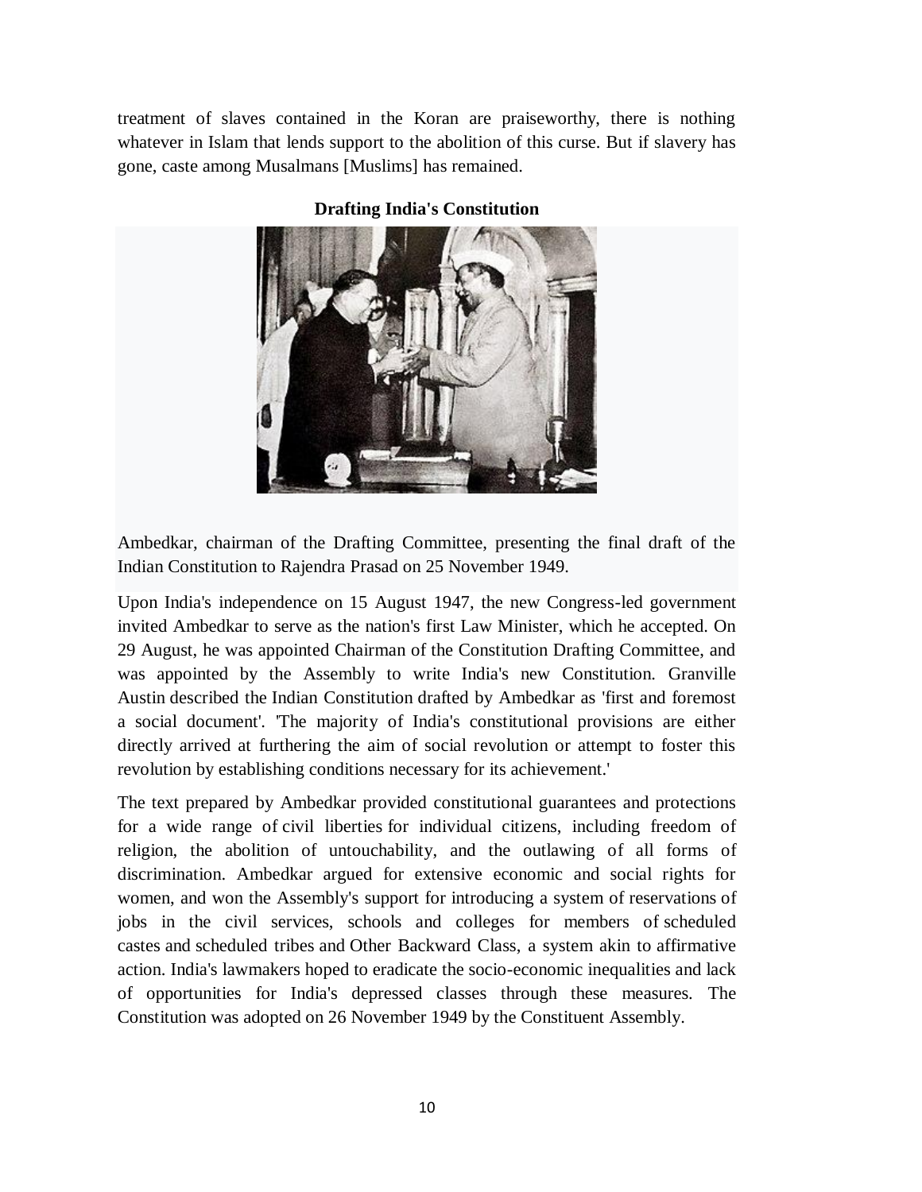treatment of slaves contained in the Koran are praiseworthy, there is nothing whatever in Islam that lends support to the abolition of this curse. But if slavery has gone, caste among Musalmans [Muslims] has remained.

**Drafting India's Constitution**

Ambedkar, chairman of the Drafting Committee, presenting the final draft of the Indian Constitution to Rajendra Prasad on 25 November 1949.

Upon India's independence on 15 August 1947, the new Congress-led government invited Ambedkar to serve as the nation's first Law Minister, which he accepted. On 29 August, he was appointed Chairman of the Constitution Drafting Committee, and was appointed by the Assembly to write India's new Constitution. Granville Austin described the Indian Constitution drafted by Ambedkar as 'first and foremost a social document'. 'The majority of India's constitutional provisions are either directly arrived at furthering the aim of social revolution or attempt to foster this revolution by establishing conditions necessary for its achievement.'

The text prepared by Ambedkar provided constitutional guarantees and protections for a wide range of civil liberties for individual citizens, including freedom of religion, the abolition of untouchability, and the outlawing of all forms of discrimination. Ambedkar argued for extensive economic and social rights for women, and won the Assembly's support for introducing a system of reservations of jobs in the civil services, schools and colleges for members of scheduled castes and scheduled tribes and Other Backward Class, a system akin to affirmative action. India's lawmakers hoped to eradicate the socio-economic inequalities and lack of opportunities for India's depressed classes through these measures. The Constitution was adopted on 26 November 1949 by the Constituent Assembly.